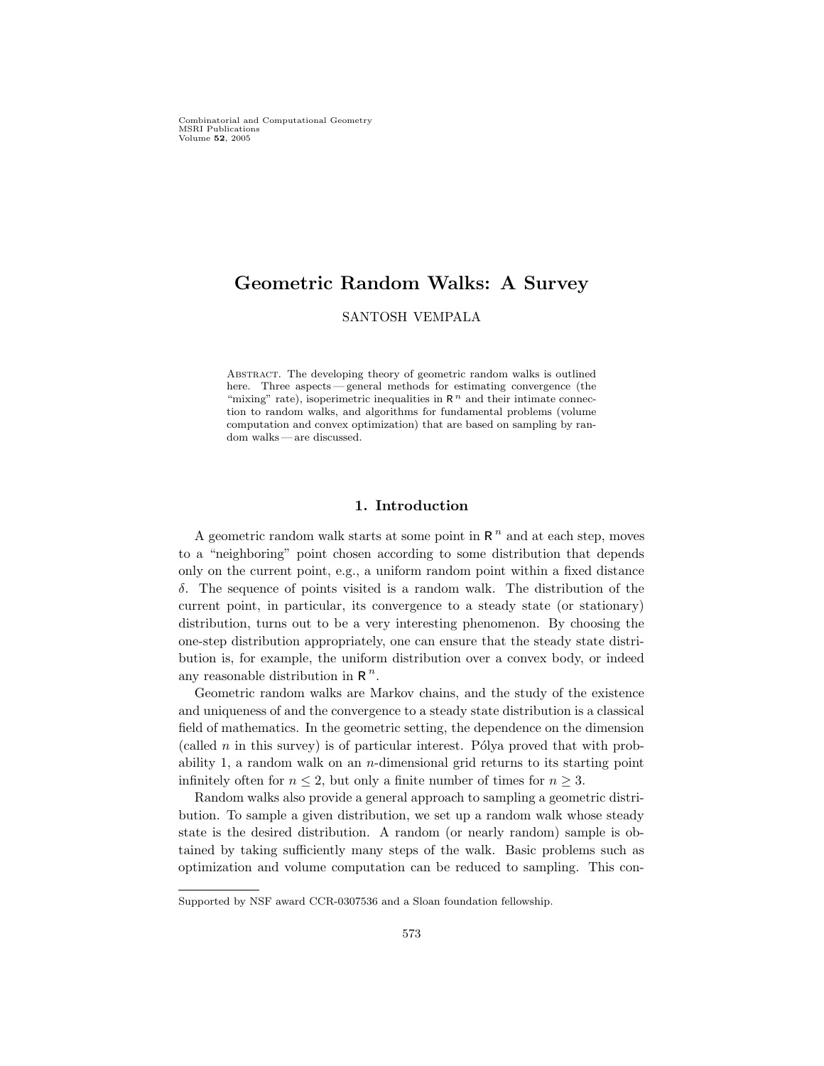# Geometric Random Walks: A Survey

SANTOSH VEMPALA

ABSTRACT. The developing theory of geometric random walks is outlined here. Three aspects — general methods for estimating convergence (the "mixing" rate), isoperimetric inequalities in $\mathbb{R}^n$ and their intimate connection to random walks, and algorithms for fundamental problems (volume computation and convex optimization) that are based on sampling by random walks — are discussed.

## 1. Introduction

A geometric random walk starts at some point in $\mathbb{R}^n$ and at each step, moves to a "neighboring" point chosen according to some distribution that depends only on the current point, e.g., a uniform random point within a fixed distance $\delta$. The sequence of points visited is a random walk. The distribution of the current point, in particular, its convergence to a steady state (or stationary) distribution, turns out to be a very interesting phenomenon. By choosing the one-step distribution appropriately, one can ensure that the steady state distribution is, for example, the uniform distribution over a convex body, or indeed any reasonable distribution in $\mathbb{R}^n$.

Geometric random walks are Markov chains, and the study of the existence and uniqueness of and the convergence to a steady state distribution is a classical field of mathematics. In the geometric setting, the dependence on the dimension (called $n$ in this survey) is of particular interest. Pólya proved that with probability 1, a random walk on an $n$-dimensional grid returns to its starting point infinitely often for $n \leq 2$, but only a finite number of times for $n \geq 3$.

Random walks also provide a general approach to sampling a geometric distribution. To sample a given distribution, we set up a random walk whose steady state is the desired distribution. A random (or nearly random) sample is obtained by taking sufficiently many steps of the walk. Basic problems such as optimization and volume computation can be reduced to sampling. This con-

Supported by NSF award CCR-0307536 and a Sloan foundation fellowship.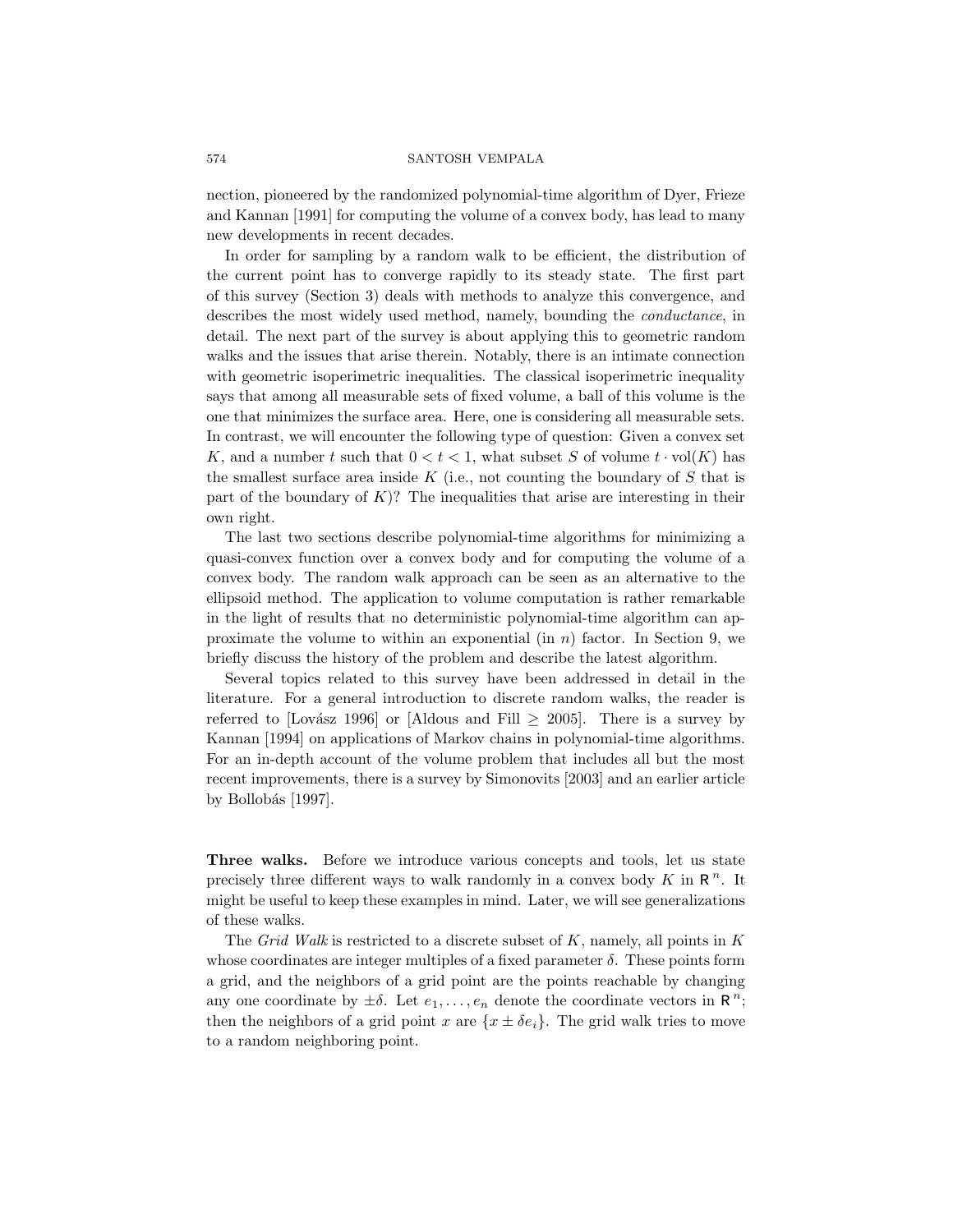nection, pioneered by the randomized polynomial-time algorithm of Dyer, Frieze and Kannan [1991] for computing the volume of a convex body, has lead to many new developments in recent decades.

In order for sampling by a random walk to be efficient, the distribution of the current point has to converge rapidly to its steady state. The first part of this survey (Section 3) deals with methods to analyze this convergence, and describes the most widely used method, namely, bounding the *conductance*, in detail. The next part of the survey is about applying this to geometric random walks and the issues that arise therein. Notably, there is an intimate connection with geometric isoperimetric inequalities. The classical isoperimetric inequality says that among all measurable sets of fixed volume, a ball of this volume is the one that minimizes the surface area. Here, one is considering all measurable sets. In contrast, we will encounter the following type of question: Given a convex set $K$, and a number $t$ such that $0 < t < 1$, what subset $S$ of volume $t \cdot \mathrm{vol}(K)$ has the smallest surface area inside $K$ (i.e., not counting the boundary of $S$ that is part of the boundary of $K$)? The inequalities that arise are interesting in their own right.

The last two sections describe polynomial-time algorithms for minimizing a quasi-convex function over a convex body and for computing the volume of a convex body. The random walk approach can be seen as an alternative to the ellipsoid method. The application to volume computation is rather remarkable in the light of results that no deterministic polynomial-time algorithm can approximate the volume to within an exponential (in $n$) factor. In Section 9, we briefly discuss the history of the problem and describe the latest algorithm.

Several topics related to this survey have been addressed in detail in the literature. For a general introduction to discrete random walks, the reader is referred to [Lovász 1996] or [Aldous and Fill $\geq$ 2005]. There is a survey by Kannan [1994] on applications of Markov chains in polynomial-time algorithms. For an in-depth account of the volume problem that includes all but the most recent improvements, there is a survey by Simonovits [2003] and an earlier article by Bollobás [1997].

**Three walks.** Before we introduce various concepts and tools, let us state precisely three different ways to walk randomly in a convex body $K$ in $\mathbb{R}^n$. It might be useful to keep these examples in mind. Later, we will see generalizations of these walks.

The *Grid Walk* is restricted to a discrete subset of $K$, namely, all points in $K$ whose coordinates are integer multiples of a fixed parameter $\delta$. These points form a grid, and the neighbors of a grid point are the points reachable by changing any one coordinate by $\pm\delta$. Let $e_1, \ldots, e_n$ denote the coordinate vectors in $\mathbb{R}^n$; then the neighbors of a grid point $x$ are $\{x \pm \delta e_i\}$. The grid walk tries to move to a random neighboring point.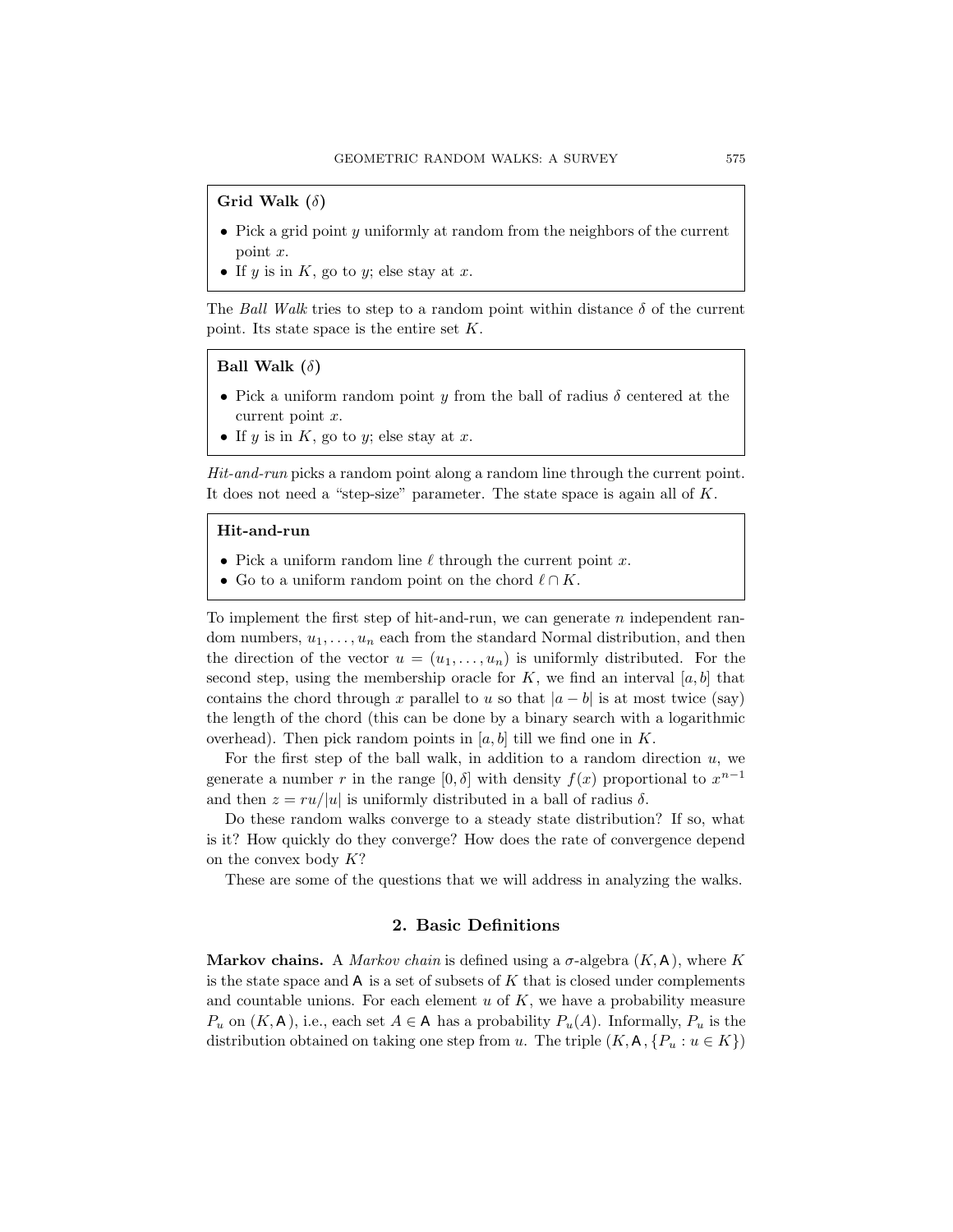**Grid Walk ($\delta$)**

- Pick a grid point $y$ uniformly at random from the neighbors of the current point $x$.
- If $y$ is in $K$, go to $y$; else stay at $x$.

The *Ball Walk* tries to step to a random point within distance $\delta$ of the current point. Its state space is the entire set $K$.

**Ball Walk ($\delta$)**

- Pick a uniform random point $y$ from the ball of radius $\delta$ centered at the current point $x$.
- If $y$ is in $K$, go to $y$; else stay at $x$.

*Hit-and-run* picks a random point along a random line through the current point. It does not need a "step-size" parameter. The state space is again all of $K$.

**Hit-and-run**

- Pick a uniform random line $\ell$ through the current point $x$.
- Go to a uniform random point on the chord $\ell \cap K$.

To implement the first step of hit-and-run, we can generate $n$ independent random numbers, $u_1, \ldots, u_n$ each from the standard Normal distribution, and then the direction of the vector $u = (u_1, \ldots, u_n)$ is uniformly distributed. For the second step, using the membership oracle for $K$, we find an interval $[a, b]$ that contains the chord through $x$ parallel to $u$ so that $|a - b|$ is at most twice (say) the length of the chord (this can be done by a binary search with a logarithmic overhead). Then pick random points in $[a, b]$ till we find one in $K$.

For the first step of the ball walk, in addition to a random direction $u$, we generate a number $r$ in the range $[0, \delta]$ with density $f(x)$ proportional to $x^{n-1}$ and then $z = ru/|u|$ is uniformly distributed in a ball of radius $\delta$.

Do these random walks converge to a steady state distribution? If so, what is it? How quickly do they converge? How does the rate of convergence depend on the convex body $K$?

These are some of the questions that we will address in analyzing the walks.

## 2. Basic Definitions

**Markov chains.** A *Markov chain* is defined using a $\sigma$-algebra $(K, \mathsf{A})$, where $K$ is the state space and $\mathsf{A}$ is a set of subsets of $K$ that is closed under complements and countable unions. For each element $u$ of $K$, we have a probability measure $P_u$ on $(K, \mathsf{A})$, i.e., each set $A \in \mathsf{A}$ has a probability $P_u(A)$. Informally, $P_u$ is the distribution obtained on taking one step from $u$. The triple $(K, \mathsf{A}, \{P_u : u \in K\})$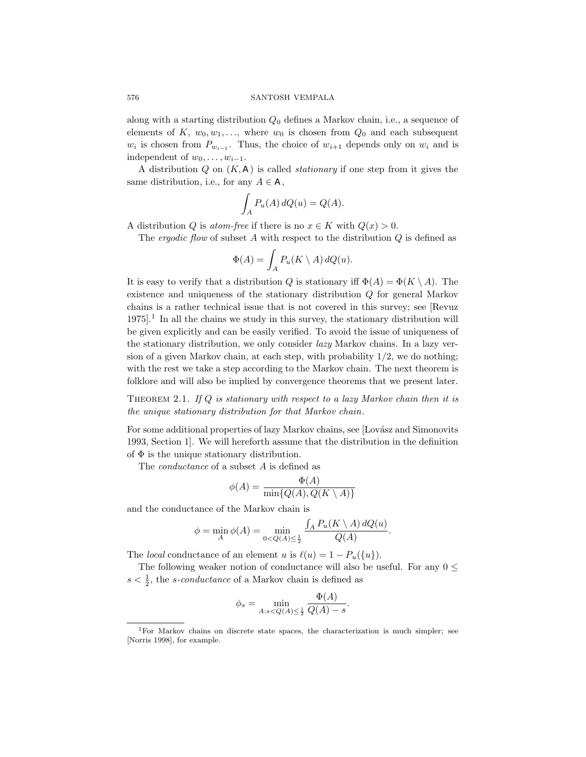along with a starting distribution $Q_0$ defines a Markov chain, i.e., a sequence of elements of $K$, $w_0, w_1, \ldots$, where $w_0$ is chosen from $Q_0$ and each subsequent $w_i$ is chosen from $P_{w_{i-1}}$. Thus, the choice of $w_{i+1}$ depends only on $w_i$ and is independent of $w_0, \ldots, w_{i-1}$.

A distribution $Q$ on $(K, \mathsf{A})$ is called *stationary* if one step from it gives the same distribution, i.e., for any $A \in \mathsf{A}$,

$$\int_A P_u(A)\, dQ(u) = Q(A).$$

A distribution $Q$ is *atom-free* if there is no $x \in K$ with $Q(x) > 0$.

The *ergodic flow* of subset $A$ with respect to the distribution $Q$ is defined as

$$\Phi(A) = \int_A P_u(K \setminus A)\, dQ(u).$$

It is easy to verify that a distribution $Q$ is stationary iff $\Phi(A) = \Phi(K \setminus A)$. The existence and uniqueness of the stationary distribution $Q$ for general Markov chains is a rather technical issue that is not covered in this survey; see [Revuz 1975].[1] In all the chains we study in this survey, the stationary distribution will be given explicitly and can be easily verified. To avoid the issue of uniqueness of the stationary distribution, we only consider *lazy* Markov chains. In a lazy version of a given Markov chain, at each step, with probability $1/2$, we do nothing; with the rest we take a step according to the Markov chain. The next theorem is folklore and will also be implied by convergence theorems that we present later.

THEOREM 2.1. *If $Q$ is stationary with respect to a lazy Markov chain then it is the unique stationary distribution for that Markov chain.*

For some additional properties of lazy Markov chains, see [Lovász and Simonovits 1993, Section 1]. We will hereforth assume that the distribution in the definition of $\Phi$ is the unique stationary distribution.

The *conductance* of a subset $A$ is defined as

$$\phi(A) = \frac{\Phi(A)}{\min\{Q(A), Q(K \setminus A)\}}$$

and the conductance of the Markov chain is

$$\phi = \min_A \phi(A) = \min_{0 < Q(A) \le \frac{1}{2}} \frac{\int_A P_u(K \setminus A)\, dQ(u)}{Q(A)}.$$

The *local* conductance of an element $u$ is $\ell(u) = 1 - P_u(\{u\})$.

The following weaker notion of conductance will also be useful. For any $0 \le s < \frac{1}{2}$, the *s-conductance* of a Markov chain is defined as

$$\phi_s = \min_{A: s < Q(A) \le \frac{1}{2}} \frac{\Phi(A)}{Q(A) - s}.$$

[1] For Markov chains on discrete state spaces, the characterization is much simpler; see [Norris 1998], for example.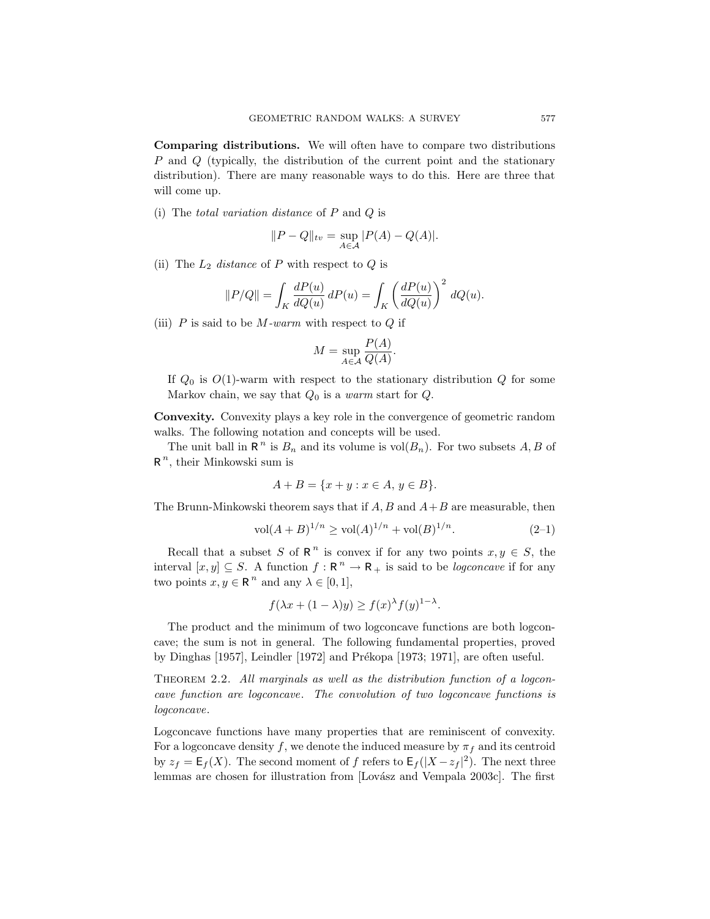**Comparing distributions.** We will often have to compare two distributions $P$ and $Q$ (typically, the distribution of the current point and the stationary distribution). There are many reasonable ways to do this. Here are three that will come up.

(i) The *total variation distance* of $P$ and $Q$ is

$$\|P - Q\|_{tv} = \sup_{A \in \mathcal{A}} |P(A) - Q(A)|.$$

(ii) The $L_2$ *distance* of $P$ with respect to $Q$ is

$$\|P/Q\| = \int_K \frac{dP(u)}{dQ(u)}\, dP(u) = \int_K \left(\frac{dP(u)}{dQ(u)}\right)^2 dQ(u).$$

(iii) $P$ is said to be $M$-*warm* with respect to $Q$ if

$$M = \sup_{A \in \mathcal{A}} \frac{P(A)}{Q(A)}.$$

If $Q_0$ is $O(1)$-warm with respect to the stationary distribution $Q$ for some Markov chain, we say that $Q_0$ is a *warm* start for $Q$.

**Convexity.** Convexity plays a key role in the convergence of geometric random walks. The following notation and concepts will be used.

The unit ball in $\mathbb{R}^n$ is $B_n$ and its volume is $\mathrm{vol}(B_n)$. For two subsets $A, B$ of $\mathbb{R}^n$, their Minkowski sum is

$$A + B = \{x + y : x \in A,\, y \in B\}.$$

The Brunn-Minkowski theorem says that if $A, B$ and $A+B$ are measurable, then

$$\mathrm{vol}(A+B)^{1/n} \geq \mathrm{vol}(A)^{1/n} + \mathrm{vol}(B)^{1/n}. \tag{2–1}$$

Recall that a subset $S$ of $\mathbb{R}^n$ is convex if for any two points $x, y \in S$, the interval $[x, y] \subseteq S$. A function $f : \mathbb{R}^n \to \mathbb{R}_+$ is said to be *logconcave* if for any two points $x, y \in \mathbb{R}^n$ and any $\lambda \in [0, 1]$,

$$f(\lambda x + (1-\lambda)y) \geq f(x)^\lambda f(y)^{1-\lambda}.$$

The product and the minimum of two logconcave functions are both logconcave; the sum is not in general. The following fundamental properties, proved by Dinghas [1957], Leindler [1972] and Prékopa [1973; 1971], are often useful.

Theorem 2.2. *All marginals as well as the distribution function of a logconcave function are logconcave. The convolution of two logconcave functions is logconcave.*

Logconcave functions have many properties that are reminiscent of convexity. For a logconcave density $f$, we denote the induced measure by $\pi_f$ and its centroid by $z_f = \mathsf{E}_f(X)$. The second moment of $f$ refers to $\mathsf{E}_f(|X - z_f|^2)$. The next three lemmas are chosen for illustration from [Lovász and Vempala 2003c]. The first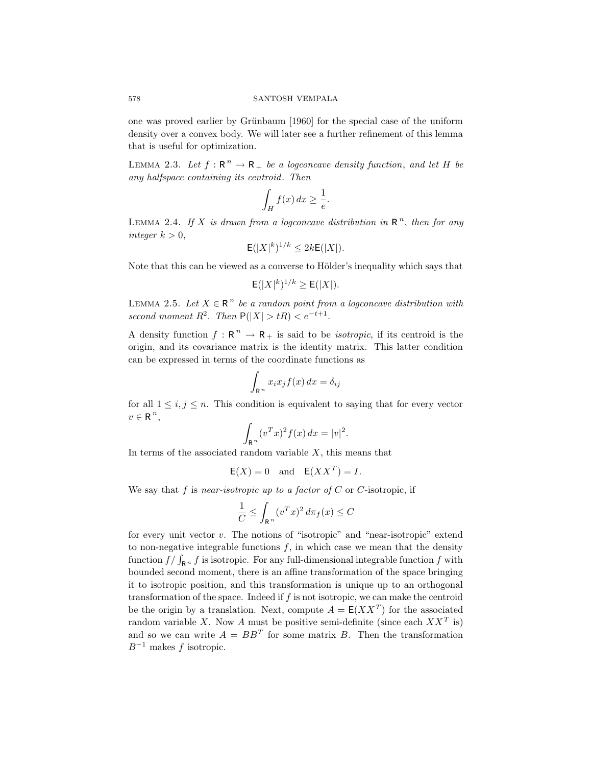one was proved earlier by Grünbaum [1960] for the special case of the uniform density over a convex body. We will later see a further refinement of this lemma that is useful for optimization.

LEMMA 2.3. *Let $f : \mathsf{R}^n \to \mathsf{R}_+$ be a logconcave density function, and let $H$ be any halfspace containing its centroid. Then*

$$\int_H f(x)\,dx \geq \frac{1}{e}.$$

LEMMA 2.4. *If $X$ is drawn from a logconcave distribution in $\mathsf{R}^n$, then for any integer $k > 0$,*

$$\mathsf{E}(|X|^k)^{1/k} \leq 2k\mathsf{E}(|X|).$$

Note that this can be viewed as a converse to Hölder's inequality which says that

$$\mathsf{E}(|X|^k)^{1/k} \geq \mathsf{E}(|X|).$$

LEMMA 2.5. *Let $X \in \mathsf{R}^n$ be a random point from a logconcave distribution with second moment $R^2$. Then $\mathsf{P}(|X| > tR) < e^{-t+1}$.*

A density function $f : \mathsf{R}^n \to \mathsf{R}_+$ is said to be *isotropic*, if its centroid is the origin, and its covariance matrix is the identity matrix. This latter condition can be expressed in terms of the coordinate functions as

$$\int_{\mathsf{R}^n} x_i x_j f(x)\,dx = \delta_{ij}$$

for all $1 \leq i, j \leq n$. This condition is equivalent to saying that for every vector $v \in \mathsf{R}^n$,

$$\int_{\mathsf{R}^n} (v^T x)^2 f(x)\,dx = |v|^2.$$

In terms of the associated random variable $X$, this means that

$$\mathsf{E}(X) = 0 \quad \text{and} \quad \mathsf{E}(XX^T) = I.$$

We say that $f$ is *near-isotropic up to a factor of $C$* or $C$-isotropic, if

$$\frac{1}{C} \leq \int_{\mathsf{R}^n} (v^T x)^2\,d\pi_f(x) \leq C$$

for every unit vector $v$. The notions of "isotropic" and "near-isotropic" extend to non-negative integrable functions $f$, in which case we mean that the density function $f / \int_{\mathsf{R}^n} f$ is isotropic. For any full-dimensional integrable function $f$ with bounded second moment, there is an affine transformation of the space bringing it to isotropic position, and this transformation is unique up to an orthogonal transformation of the space. Indeed if $f$ is not isotropic, we can make the centroid be the origin by a translation. Next, compute $A = \mathsf{E}(XX^T)$ for the associated random variable $X$. Now $A$ must be positive semi-definite (since each $XX^T$ is) and so we can write $A = BB^T$ for some matrix $B$. Then the transformation $B^{-1}$ makes $f$ isotropic.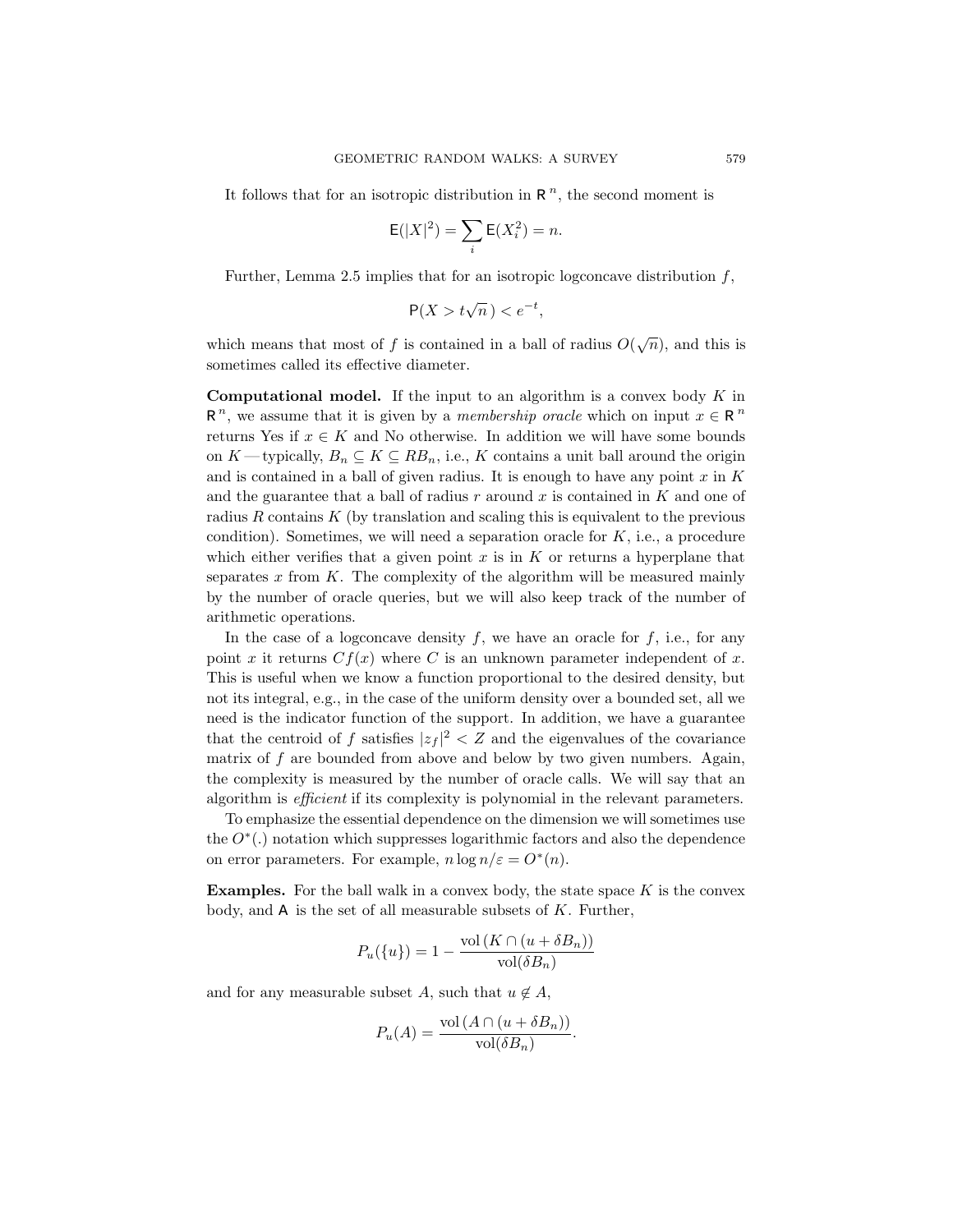It follows that for an isotropic distribution in $\mathsf{R}^n$, the second moment is

$$\mathsf{E}(|X|^2) = \sum_i \mathsf{E}(X_i^2) = n.$$

Further, Lemma 2.5 implies that for an isotropic logconcave distribution $f$,

$$\mathsf{P}(X > t\sqrt{n}\,) < e^{-t},$$

which means that most of $f$ is contained in a ball of radius $O(\sqrt{n})$, and this is sometimes called its effective diameter.

**Computational model.** If the input to an algorithm is a convex body $K$ in $\mathsf{R}^n$, we assume that it is given by a *membership oracle* which on input $x \in \mathsf{R}^n$ returns Yes if $x \in K$ and No otherwise. In addition we will have some bounds on $K$ — typically, $B_n \subseteq K \subseteq RB_n$, i.e., $K$ contains a unit ball around the origin and is contained in a ball of given radius. It is enough to have any point $x$ in $K$ and the guarantee that a ball of radius $r$ around $x$ is contained in $K$ and one of radius $R$ contains $K$ (by translation and scaling this is equivalent to the previous condition). Sometimes, we will need a separation oracle for $K$, i.e., a procedure which either verifies that a given point $x$ is in $K$ or returns a hyperplane that separates $x$ from $K$. The complexity of the algorithm will be measured mainly by the number of oracle queries, but we will also keep track of the number of arithmetic operations.

In the case of a logconcave density $f$, we have an oracle for $f$, i.e., for any point $x$ it returns $Cf(x)$ where $C$ is an unknown parameter independent of $x$. This is useful when we know a function proportional to the desired density, but not its integral, e.g., in the case of the uniform density over a bounded set, all we need is the indicator function of the support. In addition, we have a guarantee that the centroid of $f$ satisfies $|z_f|^2 < Z$ and the eigenvalues of the covariance matrix of $f$ are bounded from above and below by two given numbers. Again, the complexity is measured by the number of oracle calls. We will say that an algorithm is *efficient* if its complexity is polynomial in the relevant parameters.

To emphasize the essential dependence on the dimension we will sometimes use the $O^*(.)$ notation which suppresses logarithmic factors and also the dependence on error parameters. For example, $n \log n/\varepsilon = O^*(n)$.

**Examples.** For the ball walk in a convex body, the state space $K$ is the convex body, and $\mathsf{A}$ is the set of all measurable subsets of $K$. Further,

$$P_u(\{u\}) = 1 - \frac{\operatorname{vol}\left(K \cap (u + \delta B_n)\right)}{\operatorname{vol}(\delta B_n)}$$

and for any measurable subset $A$, such that $u \notin A$,

$$P_u(A) = \frac{\operatorname{vol}\left(A \cap (u + \delta B_n)\right)}{\operatorname{vol}(\delta B_n)}.$$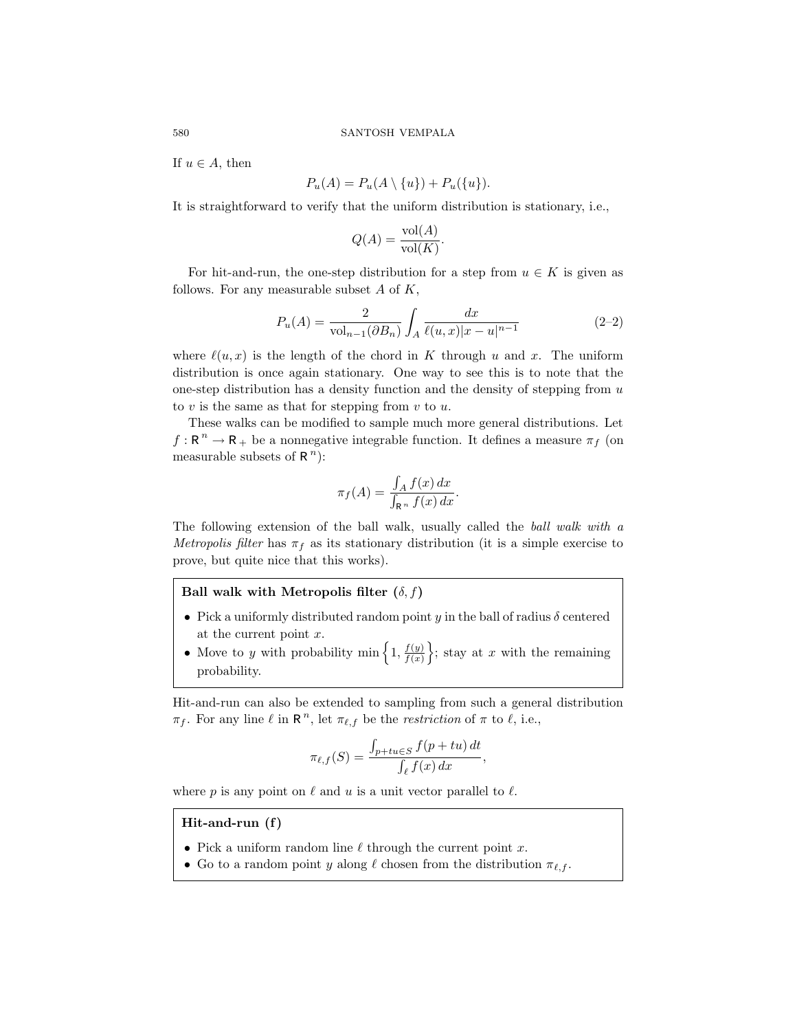If $u \in A$, then

$$P_u(A) = P_u(A \setminus \{u\}) + P_u(\{u\}).$$

It is straightforward to verify that the uniform distribution is stationary, i.e.,

$$Q(A) = \frac{\mathrm{vol}(A)}{\mathrm{vol}(K)}.$$

For hit-and-run, the one-step distribution for a step from $u \in K$ is given as follows. For any measurable subset $A$ of $K$,

$$P_u(A) = \frac{2}{\mathrm{vol}_{n-1}(\partial B_n)} \int_A \frac{dx}{\ell(u,x)|x-u|^{n-1}} \tag{2–2}$$

where $\ell(u,x)$ is the length of the chord in $K$ through $u$ and $x$. The uniform distribution is once again stationary. One way to see this is to note that the one-step distribution has a density function and the density of stepping from $u$ to $v$ is the same as that for stepping from $v$ to $u$.

These walks can be modified to sample much more general distributions. Let $f : \mathbb{R}^n \to \mathbb{R}_+$ be a nonnegative integrable function. It defines a measure $\pi_f$ (on measurable subsets of $\mathbb{R}^n$):

$$\pi_f(A) = \frac{\int_A f(x)\, dx}{\int_{\mathbb{R}^n} f(x)\, dx}.$$

The following extension of the ball walk, usually called the *ball walk with a Metropolis filter* has $\pi_f$ as its stationary distribution (it is a simple exercise to prove, but quite nice that this works).

**Ball walk with Metropolis filter $(\delta, f)$**

- Pick a uniformly distributed random point $y$ in the ball of radius $\delta$ centered at the current point $x$.
- Move to $y$ with probability $\min\left\{1, \frac{f(y)}{f(x)}\right\}$; stay at $x$ with the remaining probability.

Hit-and-run can also be extended to sampling from such a general distribution $\pi_f$. For any line $\ell$ in $\mathbb{R}^n$, let $\pi_{\ell,f}$ be the *restriction* of $\pi$ to $\ell$, i.e.,

$$\pi_{\ell,f}(S) = \frac{\int_{p+tu \in S} f(p+tu)\, dt}{\int_\ell f(x)\, dx},$$

where $p$ is any point on $\ell$ and $u$ is a unit vector parallel to $\ell$.

**Hit-and-run (f)**

- Pick a uniform random line $\ell$ through the current point $x$.
- Go to a random point $y$ along $\ell$ chosen from the distribution $\pi_{\ell,f}$.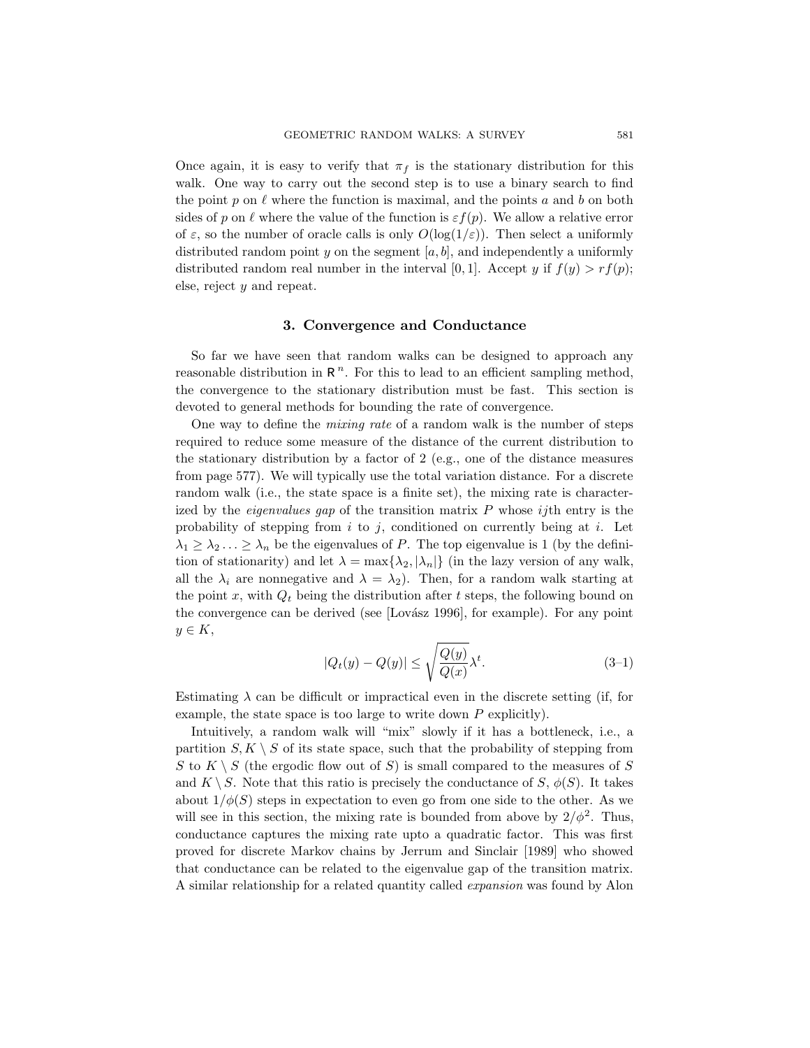Once again, it is easy to verify that $\pi_f$ is the stationary distribution for this walk. One way to carry out the second step is to use a binary search to find the point $p$ on $\ell$ where the function is maximal, and the points $a$ and $b$ on both sides of $p$ on $\ell$ where the value of the function is $\varepsilon f(p)$. We allow a relative error of $\varepsilon$, so the number of oracle calls is only $O(\log(1/\varepsilon))$. Then select a uniformly distributed random point $y$ on the segment $[a, b]$, and independently a uniformly distributed random real number in the interval $[0, 1]$. Accept $y$ if $f(y) > r f(p)$; else, reject $y$ and repeat.

## 3. Convergence and Conductance

So far we have seen that random walks can be designed to approach any reasonable distribution in $\mathsf{R}^n$. For this to lead to an efficient sampling method, the convergence to the stationary distribution must be fast. This section is devoted to general methods for bounding the rate of convergence.

One way to define the *mixing rate* of a random walk is the number of steps required to reduce some measure of the distance of the current distribution to the stationary distribution by a factor of 2 (e.g., one of the distance measures from page 577). We will typically use the total variation distance. For a discrete random walk (i.e., the state space is a finite set), the mixing rate is characterized by the *eigenvalues gap* of the transition matrix $P$ whose $ij$th entry is the probability of stepping from $i$ to $j$, conditioned on currently being at $i$. Let $\lambda_1 \geq \lambda_2 \ldots \geq \lambda_n$ be the eigenvalues of $P$. The top eigenvalue is 1 (by the definition of stationarity) and let $\lambda = \max\{\lambda_2, |\lambda_n|\}$ (in the lazy version of any walk, all the $\lambda_i$ are nonnegative and $\lambda = \lambda_2$). Then, for a random walk starting at the point $x$, with $Q_t$ being the distribution after $t$ steps, the following bound on the convergence can be derived (see [Lovász 1996], for example). For any point $y \in K$,

$$|Q_t(y) - Q(y)| \leq \sqrt{\frac{Q(y)}{Q(x)}}\lambda^t. \tag{3–1}$$

Estimating $\lambda$ can be difficult or impractical even in the discrete setting (if, for example, the state space is too large to write down $P$ explicitly).

Intuitively, a random walk will "mix" slowly if it has a bottleneck, i.e., a partition $S, K \setminus S$ of its state space, such that the probability of stepping from $S$ to $K \setminus S$ (the ergodic flow out of $S$) is small compared to the measures of $S$ and $K \setminus S$. Note that this ratio is precisely the conductance of $S$, $\phi(S)$. It takes about $1/\phi(S)$ steps in expectation to even go from one side to the other. As we will see in this section, the mixing rate is bounded from above by $2/\phi^2$. Thus, conductance captures the mixing rate upto a quadratic factor. This was first proved for discrete Markov chains by Jerrum and Sinclair [1989] who showed that conductance can be related to the eigenvalue gap of the transition matrix. A similar relationship for a related quantity called *expansion* was found by Alon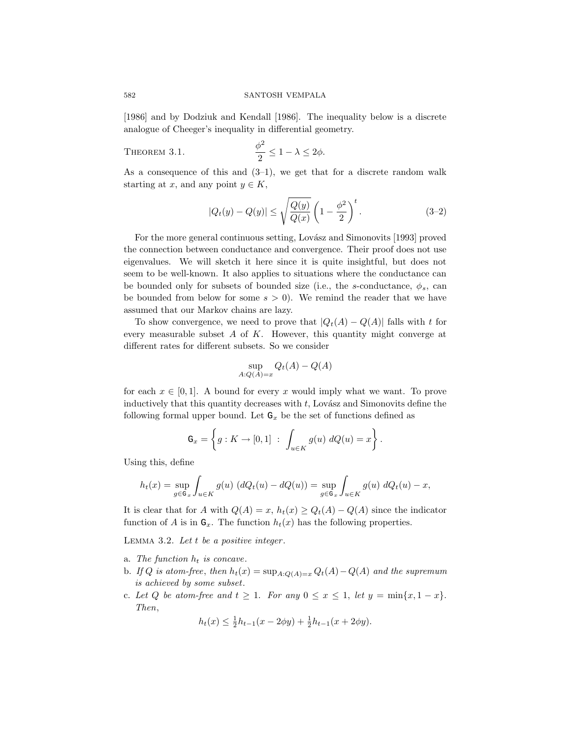[1986] and by Dodziuk and Kendall [1986]. The inequality below is a discrete analogue of Cheeger's inequality in differential geometry.

Theorem 3.1.
$$\frac{\phi^2}{2} \le 1 - \lambda \le 2\phi.$$

As a consequence of this and (3–1), we get that for a discrete random walk starting at $x$, and any point $y \in K$,

$$|Q_t(y) - Q(y)| \le \sqrt{\frac{Q(y)}{Q(x)}} \left(1 - \frac{\phi^2}{2}\right)^t. \tag{3–2}$$

For the more general continuous setting, Lovász and Simonovits [1993] proved the connection between conductance and convergence. Their proof does not use eigenvalues. We will sketch it here since it is quite insightful, but does not seem to be well-known. It also applies to situations where the conductance can be bounded only for subsets of bounded size (i.e., the $s$-conductance, $\phi_s$, can be bounded from below for some $s > 0$). We remind the reader that we have assumed that our Markov chains are lazy.

To show convergence, we need to prove that $|Q_t(A) - Q(A)|$ falls with $t$ for every measurable subset $A$ of $K$. However, this quantity might converge at different rates for different subsets. So we consider

$$\sup_{A: Q(A) = x} Q_t(A) - Q(A)$$

for each $x \in [0, 1]$. A bound for every $x$ would imply what we want. To prove inductively that this quantity decreases with $t$, Lovász and Simonovits define the following formal upper bound. Let $\mathsf{G}_x$ be the set of functions defined as

$$\mathsf{G}_x = \left\{ g : K \to [0,1] \ : \ \int_{u \in K} g(u) \ dQ(u) = x \right\}.$$

Using this, define

$$h_t(x) = \sup_{g \in \mathsf{G}_x} \int_{u \in K} g(u) \ (dQ_t(u) - dQ(u)) = \sup_{g \in \mathsf{G}_x} \int_{u \in K} g(u) \ dQ_t(u) - x,$$

It is clear that for $A$ with $Q(A) = x$, $h_t(x) \ge Q_t(A) - Q(A)$ since the indicator function of $A$ is in $\mathsf{G}_x$. The function $h_t(x)$ has the following properties.

Lemma 3.2. *Let $t$ be a positive integer.*

a. *The function $h_t$ is concave.*
b. *If $Q$ is atom-free, then $h_t(x) = \sup_{A: Q(A) = x} Q_t(A) - Q(A)$ and the supremum is achieved by some subset.*
c. *Let $Q$ be atom-free and $t \ge 1$. For any $0 \le x \le 1$, let $y = \min\{x, 1 - x\}$. Then,*

$$h_t(x) \le \tfrac{1}{2} h_{t-1}(x - 2\phi y) + \tfrac{1}{2} h_{t-1}(x + 2\phi y).$$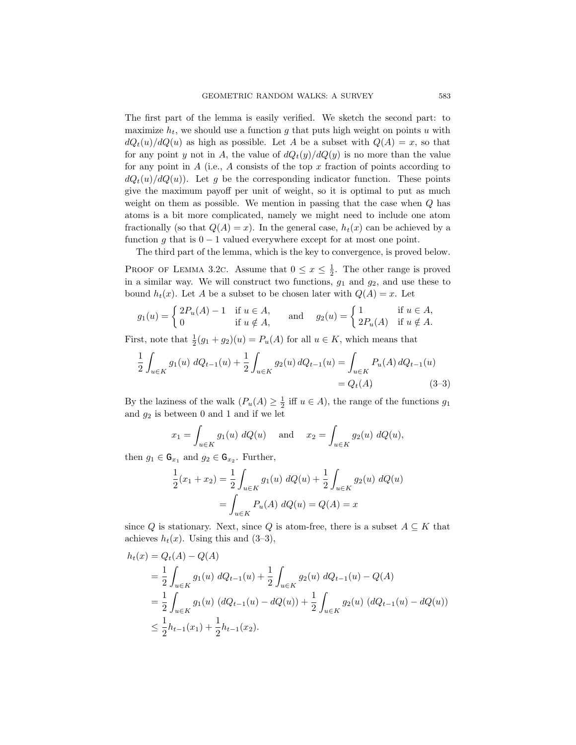The first part of the lemma is easily verified. We sketch the second part: to maximize $h_t$, we should use a function $g$ that puts high weight on points $u$ with $dQ_t(u)/dQ(u)$ as high as possible. Let $A$ be a subset with $Q(A) = x$, so that for any point $y$ not in $A$, the value of $dQ_t(y)/dQ(y)$ is no more than the value for any point in $A$ (i.e., $A$ consists of the top $x$ fraction of points according to $dQ_t(u)/dQ(u)$). Let $g$ be the corresponding indicator function. These points give the maximum payoff per unit of weight, so it is optimal to put as much weight on them as possible. We mention in passing that the case when $Q$ has atoms is a bit more complicated, namely we might need to include one atom fractionally (so that $Q(A) = x$). In the general case, $h_t(x)$ can be achieved by a function $g$ that is $0-1$ valued everywhere except for at most one point.

The third part of the lemma, which is the key to convergence, is proved below.

Proof of Lemma 3.2c. Assume that $0 \le x \le \frac{1}{2}$. The other range is proved in a similar way. We will construct two functions, $g_1$ and $g_2$, and use these to bound $h_t(x)$. Let $A$ be a subset to be chosen later with $Q(A) = x$. Let

$$g_1(u) = \begin{cases} 2P_u(A) - 1 & \text{if } u \in A, \\ 0 & \text{if } u \notin A, \end{cases} \qquad \text{and} \qquad g_2(u) = \begin{cases} 1 & \text{if } u \in A, \\ 2P_u(A) & \text{if } u \notin A. \end{cases}$$

First, note that $\frac{1}{2}(g_1 + g_2)(u) = P_u(A)$ for all $u \in K$, which means that

$$\frac{1}{2}\int_{u\in K} g_1(u)\, dQ_{t-1}(u) + \frac{1}{2}\int_{u\in K} g_2(u)\, dQ_{t-1}(u) = \int_{u\in K} P_u(A)\, dQ_{t-1}(u) = Q_t(A) \tag{3–3}$$

By the laziness of the walk ($P_u(A) \ge \frac{1}{2}$ iff $u \in A$), the range of the functions $g_1$ and $g_2$ is between 0 and 1 and if we let

$$x_1 = \int_{u\in K} g_1(u)\; dQ(u) \quad \text{and} \quad x_2 = \int_{u\in K} g_2(u)\; dQ(u),$$

then $g_1 \in \mathsf{G}_{x_1}$ and $g_2 \in \mathsf{G}_{x_2}$. Further,

$$\frac{1}{2}(x_1 + x_2) = \frac{1}{2}\int_{u\in K} g_1(u)\; dQ(u) + \frac{1}{2}\int_{u\in K} g_2(u)\; dQ(u) = \int_{u\in K} P_u(A)\; dQ(u) = Q(A) = x$$

since $Q$ is stationary. Next, since $Q$ is atom-free, there is a subset $A \subseteq K$ that achieves $h_t(x)$. Using this and (3–3),

$$\begin{aligned} h_t(x) &= Q_t(A) - Q(A) \\ &= \frac{1}{2}\int_{u\in K} g_1(u)\; dQ_{t-1}(u) + \frac{1}{2}\int_{u\in K} g_2(u)\; dQ_{t-1}(u) - Q(A) \\ &= \frac{1}{2}\int_{u\in K} g_1(u)\; (dQ_{t-1}(u) - dQ(u)) + \frac{1}{2}\int_{u\in K} g_2(u)\; (dQ_{t-1}(u) - dQ(u)) \\ &\le \frac{1}{2}h_{t-1}(x_1) + \frac{1}{2}h_{t-1}(x_2). \end{aligned}$$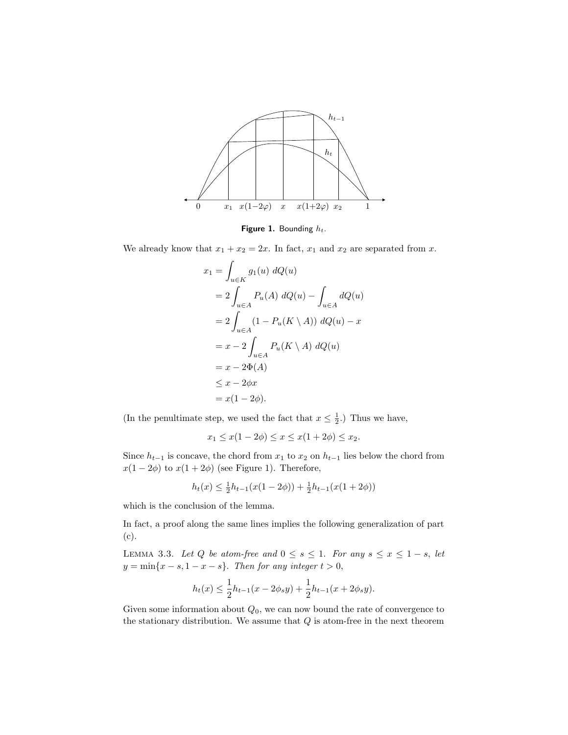**Figure 1.** Bounding $h_t$.

We already know that $x_1 + x_2 = 2x$. In fact, $x_1$ and $x_2$ are separated from $x$.

$$
\begin{aligned}
x_1 &= \int_{u \in K} g_1(u)\ dQ(u) \\
&= 2\int_{u \in A} P_u(A)\ dQ(u) - \int_{u \in A} dQ(u) \\
&= 2\int_{u \in A} (1 - P_u(K \setminus A))\ dQ(u) - x \\
&= x - 2\int_{u \in A} P_u(K \setminus A)\ dQ(u) \\
&= x - 2\Phi(A) \\
&\le x - 2\phi x \\
&= x(1 - 2\phi).
\end{aligned}
$$

(In the penultimate step, we used the fact that $x \le \frac{1}{2}$.) Thus we have,

$$x_1 \le x(1-2\phi) \le x \le x(1+2\phi) \le x_2.$$

Since $h_{t-1}$ is concave, the chord from $x_1$ to $x_2$ on $h_{t-1}$ lies below the chord from $x(1-2\phi)$ to $x(1+2\phi)$ (see Figure 1). Therefore,

$$h_t(x) \le \tfrac{1}{2}h_{t-1}(x(1-2\phi)) + \tfrac{1}{2}h_{t-1}(x(1+2\phi))$$

which is the conclusion of the lemma.

In fact, a proof along the same lines implies the following generalization of part (c).

Lemma 3.3. *Let $Q$ be atom-free and $0 \le s \le 1$. For any $s \le x \le 1-s$, let $y = \min\{x - s, 1 - x - s\}$. Then for any integer $t > 0$,*

$$h_t(x) \le \frac{1}{2}h_{t-1}(x - 2\phi_s y) + \frac{1}{2}h_{t-1}(x + 2\phi_s y).$$

Given some information about $Q_0$, we can now bound the rate of convergence to the stationary distribution. We assume that $Q$ is atom-free in the next theorem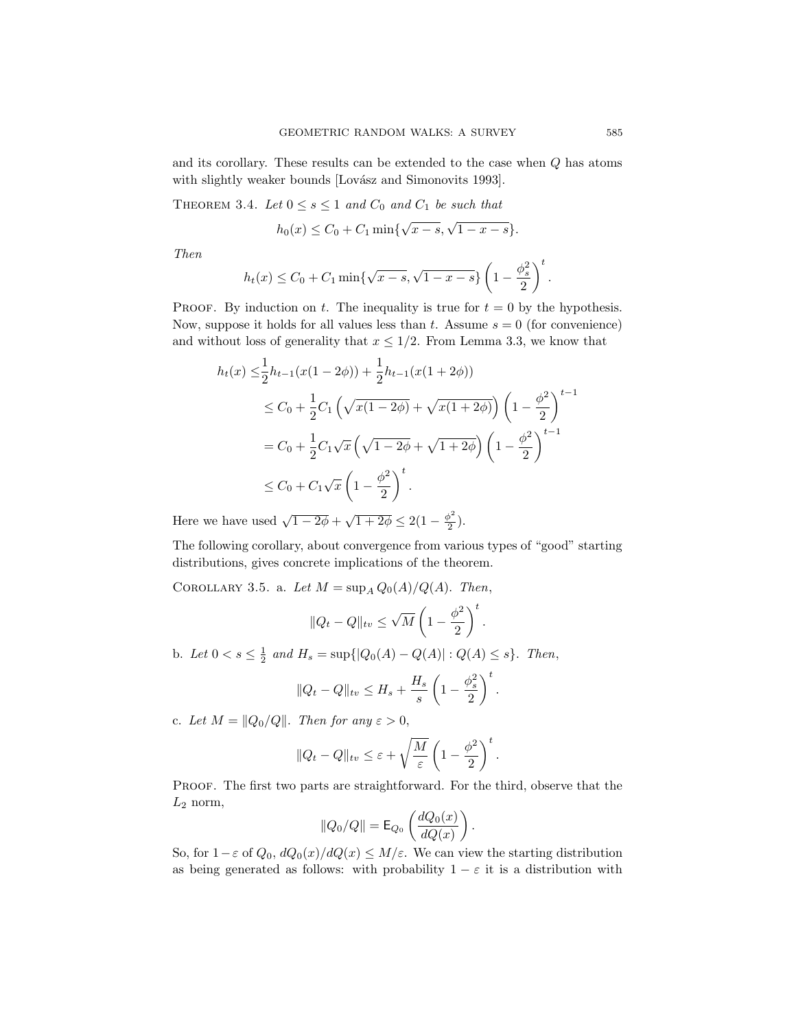and its corollary. These results can be extended to the case when $Q$ has atoms with slightly weaker bounds [Lovász and Simonovits 1993].

THEOREM 3.4. *Let $0 \le s \le 1$ and $C_0$ and $C_1$ be such that*

$$h_0(x) \le C_0 + C_1 \min\{\sqrt{x-s}, \sqrt{1-x-s}\}.$$

*Then*

$$h_t(x) \le C_0 + C_1 \min\{\sqrt{x-s}, \sqrt{1-x-s}\} \left(1 - \frac{\phi_s^2}{2}\right)^t.$$

PROOF. By induction on $t$. The inequality is true for $t = 0$ by the hypothesis. Now, suppose it holds for all values less than $t$. Assume $s = 0$ (for convenience) and without loss of generality that $x \le 1/2$. From Lemma 3.3, we know that

$$\begin{aligned}
h_t(x) \le& \frac{1}{2} h_{t-1}(x(1-2\phi)) + \frac{1}{2} h_{t-1}(x(1+2\phi)) \\
&\le C_0 + \frac{1}{2} C_1 \left(\sqrt{x(1-2\phi)} + \sqrt{x(1+2\phi)}\right) \left(1 - \frac{\phi^2}{2}\right)^{t-1} \\
&= C_0 + \frac{1}{2} C_1 \sqrt{x} \left(\sqrt{1-2\phi} + \sqrt{1+2\phi}\right) \left(1 - \frac{\phi^2}{2}\right)^{t-1} \\
&\le C_0 + C_1 \sqrt{x} \left(1 - \frac{\phi^2}{2}\right)^t.
\end{aligned}$$

Here we have used $\sqrt{1-2\phi} + \sqrt{1+2\phi} \le 2(1 - \frac{\phi^2}{2})$.

The following corollary, about convergence from various types of "good" starting distributions, gives concrete implications of the theorem.

COROLLARY 3.5. a. *Let $M = \sup_A Q_0(A)/Q(A)$. Then,*

$$\|Q_t - Q\|_{tv} \le \sqrt{M} \left(1 - \frac{\phi^2}{2}\right)^t.$$

b. *Let $0 < s \le \frac{1}{2}$ and $H_s = \sup\{|Q_0(A) - Q(A)| : Q(A) \le s\}$. Then,*

$$\|Q_t - Q\|_{tv} \le H_s + \frac{H_s}{s} \left(1 - \frac{\phi_s^2}{2}\right)^t.$$

c. *Let $M = \|Q_0/Q\|$. Then for any $\varepsilon > 0$,*

$$\|Q_t - Q\|_{tv} \le \varepsilon + \sqrt{\frac{M}{\varepsilon}} \left(1 - \frac{\phi^2}{2}\right)^t.$$

PROOF. The first two parts are straightforward. For the third, observe that the $L_2$ norm,

$$\|Q_0/Q\| = \mathsf{E}_{Q_0}\left(\frac{dQ_0(x)}{dQ(x)}\right).$$

So, for $1-\varepsilon$ of $Q_0$, $dQ_0(x)/dQ(x) \le M/\varepsilon$. We can view the starting distribution as being generated as follows: with probability $1 - \varepsilon$ it is a distribution with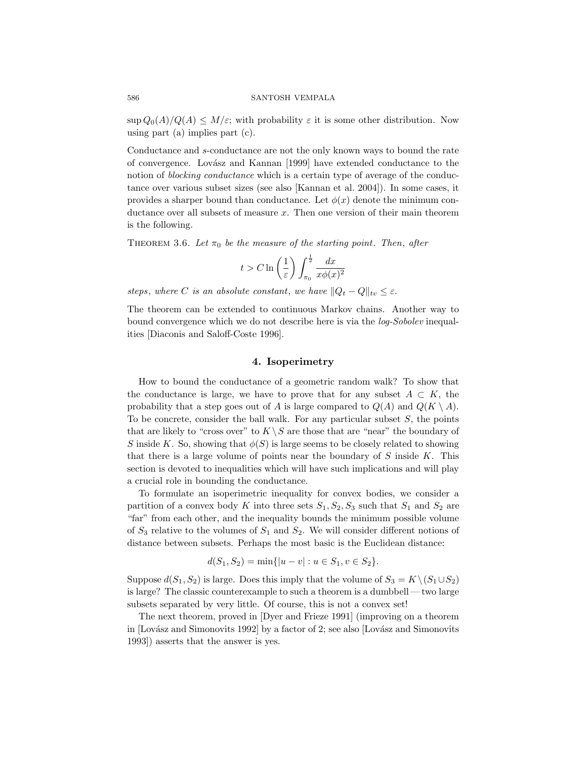$\sup Q_0(A)/Q(A) \le M/\varepsilon$; with probability $\varepsilon$ it is some other distribution. Now using part (a) implies part (c).

Conductance and $s$-conductance are not the only known ways to bound the rate of convergence. Lovász and Kannan [1999] have extended conductance to the notion of *blocking conductance* which is a certain type of average of the conductance over various subset sizes (see also [Kannan et al. 2004]). In some cases, it provides a sharper bound than conductance. Let $\phi(x)$ denote the minimum conductance over all subsets of measure $x$. Then one version of their main theorem is the following.

Theorem 3.6. *Let $\pi_0$ be the measure of the starting point. Then, after*

$$t > C \ln\left(\frac{1}{\varepsilon}\right) \int_{\pi_0}^{\frac{1}{2}} \frac{dx}{x\phi(x)^2}$$

*steps, where $C$ is an absolute constant, we have $\|Q_t - Q\|_{tv} \le \varepsilon$.*

The theorem can be extended to continuous Markov chains. Another way to bound convergence which we do not describe here is via the *log-Sobolev* inequalities [Diaconis and Saloff-Coste 1996].

## 4. Isoperimetry

How to bound the conductance of a geometric random walk? To show that the conductance is large, we have to prove that for any subset $A \subset K$, the probability that a step goes out of $A$ is large compared to $Q(A)$ and $Q(K \setminus A)$. To be concrete, consider the ball walk. For any particular subset $S$, the points that are likely to "cross over" to $K \setminus S$ are those that are "near" the boundary of $S$ inside $K$. So, showing that $\phi(S)$ is large seems to be closely related to showing that there is a large volume of points near the boundary of $S$ inside $K$. This section is devoted to inequalities which will have such implications and will play a crucial role in bounding the conductance.

To formulate an isoperimetric inequality for convex bodies, we consider a partition of a convex body $K$ into three sets $S_1, S_2, S_3$ such that $S_1$ and $S_2$ are "far" from each other, and the inequality bounds the minimum possible volume of $S_3$ relative to the volumes of $S_1$ and $S_2$. We will consider different notions of distance between subsets. Perhaps the most basic is the Euclidean distance:

$$d(S_1, S_2) = \min\{|u - v| : u \in S_1, v \in S_2\}.$$

Suppose $d(S_1, S_2)$ is large. Does this imply that the volume of $S_3 = K \setminus (S_1 \cup S_2)$ is large? The classic counterexample to such a theorem is a dumbbell — two large subsets separated by very little. Of course, this is not a convex set!

The next theorem, proved in [Dyer and Frieze 1991] (improving on a theorem in [Lovász and Simonovits 1992] by a factor of 2; see also [Lovász and Simonovits 1993]) asserts that the answer is yes.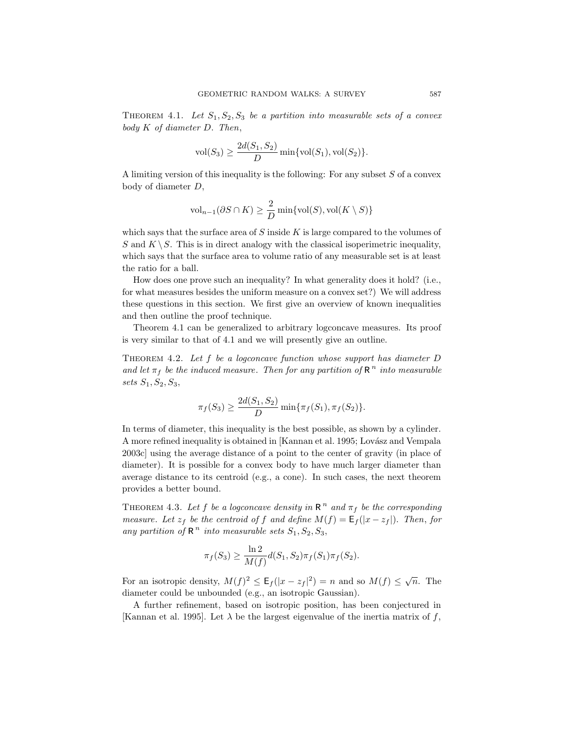**Theorem 4.1.** *Let $S_1, S_2, S_3$ be a partition into measurable sets of a convex body $K$ of diameter $D$. Then,*

$$\mathrm{vol}(S_3) \geq \frac{2d(S_1, S_2)}{D} \min\{\mathrm{vol}(S_1), \mathrm{vol}(S_2)\}.$$

A limiting version of this inequality is the following: For any subset $S$ of a convex body of diameter $D$,

$$\mathrm{vol}_{n-1}(\partial S \cap K) \geq \frac{2}{D} \min\{\mathrm{vol}(S), \mathrm{vol}(K \setminus S)\}$$

which says that the surface area of $S$ inside $K$ is large compared to the volumes of $S$ and $K \setminus S$. This is in direct analogy with the classical isoperimetric inequality, which says that the surface area to volume ratio of any measurable set is at least the ratio for a ball.

How does one prove such an inequality? In what generality does it hold? (i.e., for what measures besides the uniform measure on a convex set?) We will address these questions in this section. We first give an overview of known inequalities and then outline the proof technique.

Theorem 4.1 can be generalized to arbitrary logconcave measures. Its proof is very similar to that of 4.1 and we will presently give an outline.

**Theorem 4.2.** *Let $f$ be a logconcave function whose support has diameter $D$ and let $\pi_f$ be the induced measure. Then for any partition of $\mathbb{R}^n$ into measurable sets $S_1, S_2, S_3$,*

$$\pi_f(S_3) \geq \frac{2d(S_1, S_2)}{D} \min\{\pi_f(S_1), \pi_f(S_2)\}.$$

In terms of diameter, this inequality is the best possible, as shown by a cylinder. A more refined inequality is obtained in [Kannan et al. 1995; Lovász and Vempala 2003c] using the average distance of a point to the center of gravity (in place of diameter). It is possible for a convex body to have much larger diameter than average distance to its centroid (e.g., a cone). In such cases, the next theorem provides a better bound.

**Theorem 4.3.** *Let $f$ be a logconcave density in $\mathbb{R}^n$ and $\pi_f$ be the corresponding measure. Let $z_f$ be the centroid of $f$ and define $M(f) = \mathsf{E}_f(|x - z_f|)$. Then, for any partition of $\mathbb{R}^n$ into measurable sets $S_1, S_2, S_3$,*

$$\pi_f(S_3) \geq \frac{\ln 2}{M(f)} d(S_1, S_2) \pi_f(S_1) \pi_f(S_2).$$

For an isotropic density, $M(f)^2 \leq \mathsf{E}_f(|x - z_f|^2) = n$ and so $M(f) \leq \sqrt{n}$. The diameter could be unbounded (e.g., an isotropic Gaussian).

A further refinement, based on isotropic position, has been conjectured in [Kannan et al. 1995]. Let $\lambda$ be the largest eigenvalue of the inertia matrix of $f$,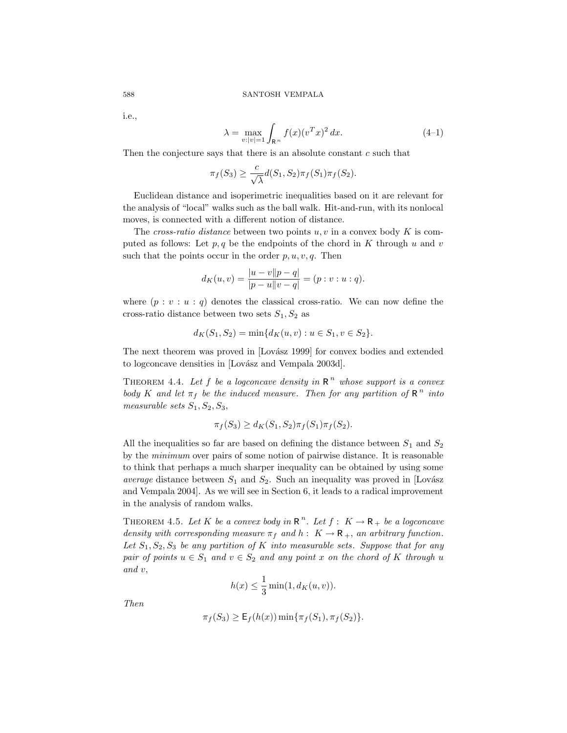i.e.,

$$\lambda = \max_{v:|v|=1} \int_{\mathsf{R}^n} f(x)(v^T x)^2 \, dx. \tag{4–1}$$

Then the conjecture says that there is an absolute constant $c$ such that

$$\pi_f(S_3) \geq \frac{c}{\sqrt{\lambda}} d(S_1, S_2) \pi_f(S_1) \pi_f(S_2).$$

Euclidean distance and isoperimetric inequalities based on it are relevant for the analysis of "local" walks such as the ball walk. Hit-and-run, with its nonlocal moves, is connected with a different notion of distance.

The *cross-ratio distance* between two points $u, v$ in a convex body $K$ is computed as follows: Let $p, q$ be the endpoints of the chord in $K$ through $u$ and $v$ such that the points occur in the order $p, u, v, q$. Then

$$d_K(u, v) = \frac{|u - v||p - q|}{|p - u||v - q|} = (p : v : u : q).$$

where $(p : v : u : q)$ denotes the classical cross-ratio. We can now define the cross-ratio distance between two sets $S_1, S_2$ as

$$d_K(S_1, S_2) = \min\{d_K(u, v) : u \in S_1, v \in S_2\}.$$

The next theorem was proved in [Lovász 1999] for convex bodies and extended to logconcave densities in [Lovász and Vempala 2003d].

THEOREM 4.4. *Let $f$ be a logconcave density in $\mathsf{R}^n$ whose support is a convex body $K$ and let $\pi_f$ be the induced measure. Then for any partition of $\mathsf{R}^n$ into measurable sets $S_1, S_2, S_3$,*

$$\pi_f(S_3) \geq d_K(S_1, S_2) \pi_f(S_1) \pi_f(S_2).$$

All the inequalities so far are based on defining the distance between $S_1$ and $S_2$ by the *minimum* over pairs of some notion of pairwise distance. It is reasonable to think that perhaps a much sharper inequality can be obtained by using some *average* distance between $S_1$ and $S_2$. Such an inequality was proved in [Lovász and Vempala 2004]. As we will see in Section 6, it leads to a radical improvement in the analysis of random walks.

THEOREM 4.5. *Let $K$ be a convex body in $\mathsf{R}^n$. Let $f : K \to \mathsf{R}_+$ be a logconcave density with corresponding measure $\pi_f$ and $h : K \to \mathsf{R}_+$, an arbitrary function. Let $S_1, S_2, S_3$ be any partition of $K$ into measurable sets. Suppose that for any pair of points $u \in S_1$ and $v \in S_2$ and any point $x$ on the chord of $K$ through $u$ and $v$,*

$$h(x) \leq \frac{1}{3} \min(1, d_K(u, v)).$$

*Then*

$$\pi_f(S_3) \geq \mathsf{E}_f(h(x)) \min\{\pi_f(S_1), \pi_f(S_2)\}.$$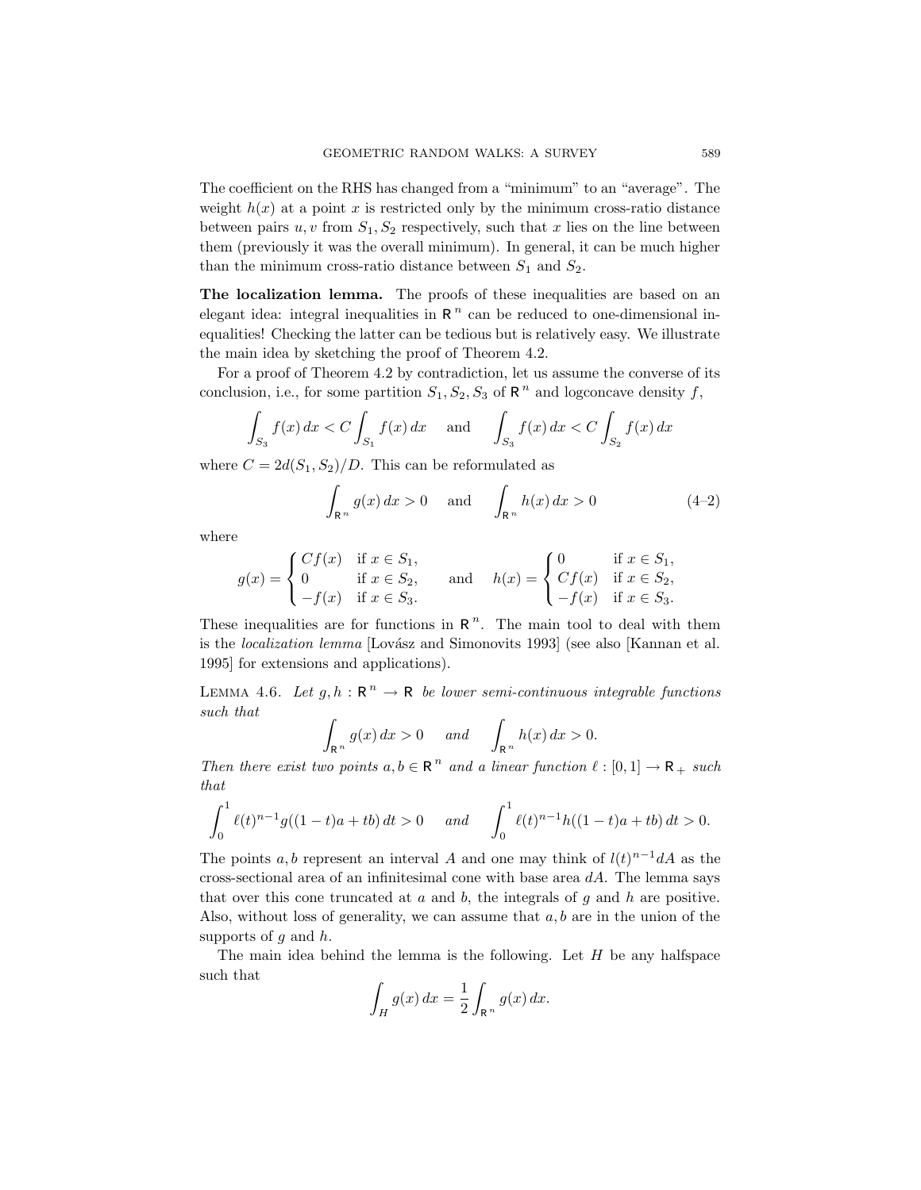The coefficient on the RHS has changed from a "minimum" to an "average". The weight $h(x)$ at a point $x$ is restricted only by the minimum cross-ratio distance between pairs $u, v$ from $S_1, S_2$ respectively, such that $x$ lies on the line between them (previously it was the overall minimum). In general, it can be much higher than the minimum cross-ratio distance between $S_1$ and $S_2$.

**The localization lemma.** The proofs of these inequalities are based on an elegant idea: integral inequalities in $\mathsf{R}^n$ can be reduced to one-dimensional inequalities! Checking the latter can be tedious but is relatively easy. We illustrate the main idea by sketching the proof of Theorem 4.2.

For a proof of Theorem 4.2 by contradiction, let us assume the converse of its conclusion, i.e., for some partition $S_1, S_2, S_3$ of $\mathsf{R}^n$ and logconcave density $f$,

$$\int_{S_3} f(x)\,dx < C \int_{S_1} f(x)\,dx \quad \text{and} \quad \int_{S_3} f(x)\,dx < C \int_{S_2} f(x)\,dx$$

where $C = 2d(S_1, S_2)/D$. This can be reformulated as

$$\int_{\mathsf{R}^n} g(x)\,dx > 0 \quad \text{and} \quad \int_{\mathsf{R}^n} h(x)\,dx > 0 \tag{4–2}$$

where

$$g(x) = \begin{cases} Cf(x) & \text{if } x \in S_1, \\ 0 & \text{if } x \in S_2, \\ -f(x) & \text{if } x \in S_3. \end{cases} \quad \text{and} \quad h(x) = \begin{cases} 0 & \text{if } x \in S_1, \\ Cf(x) & \text{if } x \in S_2, \\ -f(x) & \text{if } x \in S_3. \end{cases}$$

These inequalities are for functions in $\mathsf{R}^n$. The main tool to deal with them is the *localization lemma* [Lovász and Simonovits 1993] (see also [Kannan et al. 1995] for extensions and applications).

LEMMA 4.6. *Let $g, h : \mathsf{R}^n \to \mathsf{R}$ be lower semi-continuous integrable functions such that*

$$\int_{\mathsf{R}^n} g(x)\,dx > 0 \quad \textit{and} \quad \int_{\mathsf{R}^n} h(x)\,dx > 0.$$

*Then there exist two points $a, b \in \mathsf{R}^n$ and a linear function $\ell : [0,1] \to \mathsf{R}_+$ such that*

$$\int_0^1 \ell(t)^{n-1} g((1-t)a + tb)\,dt > 0 \quad \textit{and} \quad \int_0^1 \ell(t)^{n-1} h((1-t)a + tb)\,dt > 0.$$

The points $a, b$ represent an interval $A$ and one may think of $l(t)^{n-1}dA$ as the cross-sectional area of an infinitesimal cone with base area $dA$. The lemma says that over this cone truncated at $a$ and $b$, the integrals of $g$ and $h$ are positive. Also, without loss of generality, we can assume that $a, b$ are in the union of the supports of $g$ and $h$.

The main idea behind the lemma is the following. Let $H$ be any halfspace such that

$$\int_H g(x)\,dx = \frac{1}{2} \int_{\mathsf{R}^n} g(x)\,dx.$$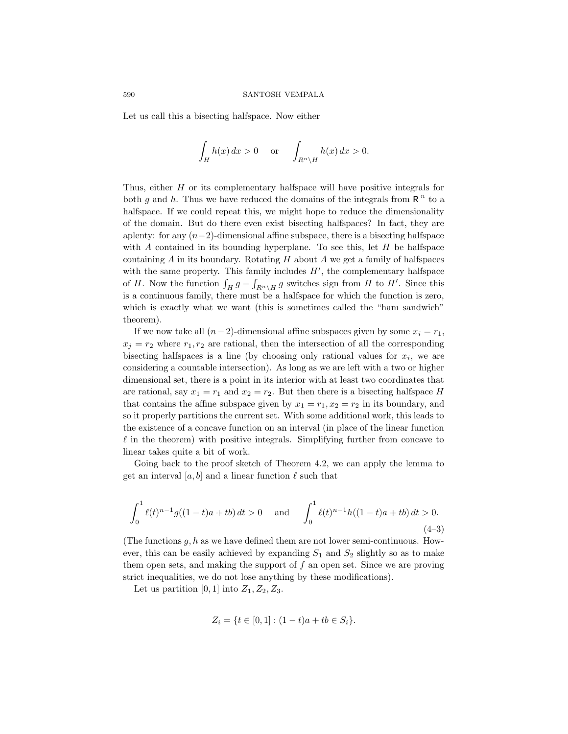Let us call this a bisecting halfspace. Now either

$$\int_H h(x)\,dx > 0 \quad \text{or} \quad \int_{R^n \setminus H} h(x)\,dx > 0.$$

Thus, either $H$ or its complementary halfspace will have positive integrals for both $g$ and $h$. Thus we have reduced the domains of the integrals from $\mathsf{R}^n$ to a halfspace. If we could repeat this, we might hope to reduce the dimensionality of the domain. But do there even exist bisecting halfspaces? In fact, they are aplenty: for any $(n-2)$-dimensional affine subspace, there is a bisecting halfspace with $A$ contained in its bounding hyperplane. To see this, let $H$ be halfspace containing $A$ in its boundary. Rotating $H$ about $A$ we get a family of halfspaces with the same property. This family includes $H'$, the complementary halfspace of $H$. Now the function $\int_H g - \int_{R^n \setminus H} g$ switches sign from $H$ to $H'$. Since this is a continuous family, there must be a halfspace for which the function is zero, which is exactly what we want (this is sometimes called the "ham sandwich" theorem).

If we now take all $(n-2)$-dimensional affine subspaces given by some $x_i = r_1$, $x_j = r_2$ where $r_1, r_2$ are rational, then the intersection of all the corresponding bisecting halfspaces is a line (by choosing only rational values for $x_i$, we are considering a countable intersection). As long as we are left with a two or higher dimensional set, there is a point in its interior with at least two coordinates that are rational, say $x_1 = r_1$ and $x_2 = r_2$. But then there is a bisecting halfspace $H$ that contains the affine subspace given by $x_1 = r_1, x_2 = r_2$ in its boundary, and so it properly partitions the current set. With some additional work, this leads to the existence of a concave function on an interval (in place of the linear function $\ell$ in the theorem) with positive integrals. Simplifying further from concave to linear takes quite a bit of work.

Going back to the proof sketch of Theorem 4.2, we can apply the lemma to get an interval $[a, b]$ and a linear function $\ell$ such that

$$\int_0^1 \ell(t)^{n-1} g((1-t)a + tb)\,dt > 0 \quad \text{and} \quad \int_0^1 \ell(t)^{n-1} h((1-t)a + tb)\,dt > 0. \tag{4–3}$$

(The functions $g, h$ as we have defined them are not lower semi-continuous. However, this can be easily achieved by expanding $S_1$ and $S_2$ slightly so as to make them open sets, and making the support of $f$ an open set. Since we are proving strict inequalities, we do not lose anything by these modifications).

Let us partition $[0, 1]$ into $Z_1, Z_2, Z_3$.

$$Z_i = \{t \in [0, 1] : (1-t)a + tb \in S_i\}.$$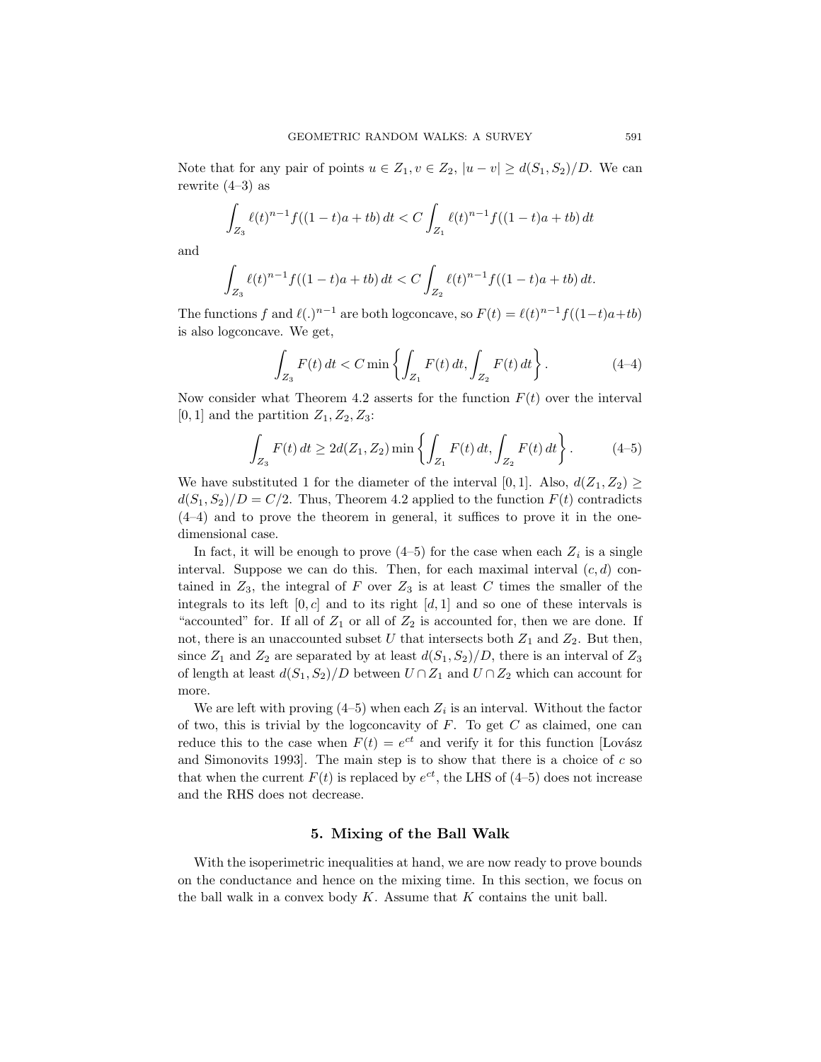Note that for any pair of points $u \in Z_1, v \in Z_2$, $|u - v| \geq d(S_1, S_2)/D$. We can rewrite (4–3) as

$$\int_{Z_3} \ell(t)^{n-1} f((1-t)a + tb)\, dt < C \int_{Z_1} \ell(t)^{n-1} f((1-t)a + tb)\, dt$$

and

$$\int_{Z_3} \ell(t)^{n-1} f((1-t)a + tb)\, dt < C \int_{Z_2} \ell(t)^{n-1} f((1-t)a + tb)\, dt.$$

The functions $f$ and $\ell(.)^{n-1}$ are both logconcave, so $F(t) = \ell(t)^{n-1} f((1-t)a+tb)$ is also logconcave. We get,

$$\int_{Z_3} F(t)\, dt < C \min \left\{ \int_{Z_1} F(t)\, dt, \int_{Z_2} F(t)\, dt \right\}. \tag{4–4}$$

Now consider what Theorem 4.2 asserts for the function $F(t)$ over the interval $[0, 1]$ and the partition $Z_1, Z_2, Z_3$:

$$\int_{Z_3} F(t)\, dt \geq 2d(Z_1, Z_2) \min \left\{ \int_{Z_1} F(t)\, dt, \int_{Z_2} F(t)\, dt \right\}. \tag{4–5}$$

We have substituted 1 for the diameter of the interval $[0, 1]$. Also, $d(Z_1, Z_2) \geq d(S_1, S_2)/D = C/2$. Thus, Theorem 4.2 applied to the function $F(t)$ contradicts (4–4) and to prove the theorem in general, it suffices to prove it in the one-dimensional case.

In fact, it will be enough to prove (4–5) for the case when each $Z_i$ is a single interval. Suppose we can do this. Then, for each maximal interval $(c, d)$ contained in $Z_3$, the integral of $F$ over $Z_3$ is at least $C$ times the smaller of the integrals to its left $[0, c]$ and to its right $[d, 1]$ and so one of these intervals is "accounted" for. If all of $Z_1$ or all of $Z_2$ is accounted for, then we are done. If not, there is an unaccounted subset $U$ that intersects both $Z_1$ and $Z_2$. But then, since $Z_1$ and $Z_2$ are separated by at least $d(S_1, S_2)/D$, there is an interval of $Z_3$ of length at least $d(S_1, S_2)/D$ between $U \cap Z_1$ and $U \cap Z_2$ which can account for more.

We are left with proving (4–5) when each $Z_i$ is an interval. Without the factor of two, this is trivial by the logconcavity of $F$. To get $C$ as claimed, one can reduce this to the case when $F(t) = e^{ct}$ and verify it for this function [Lovász and Simonovits 1993]. The main step is to show that there is a choice of $c$ so that when the current $F(t)$ is replaced by $e^{ct}$, the LHS of (4–5) does not increase and the RHS does not decrease.

## 5. Mixing of the Ball Walk

With the isoperimetric inequalities at hand, we are now ready to prove bounds on the conductance and hence on the mixing time. In this section, we focus on the ball walk in a convex body $K$. Assume that $K$ contains the unit ball.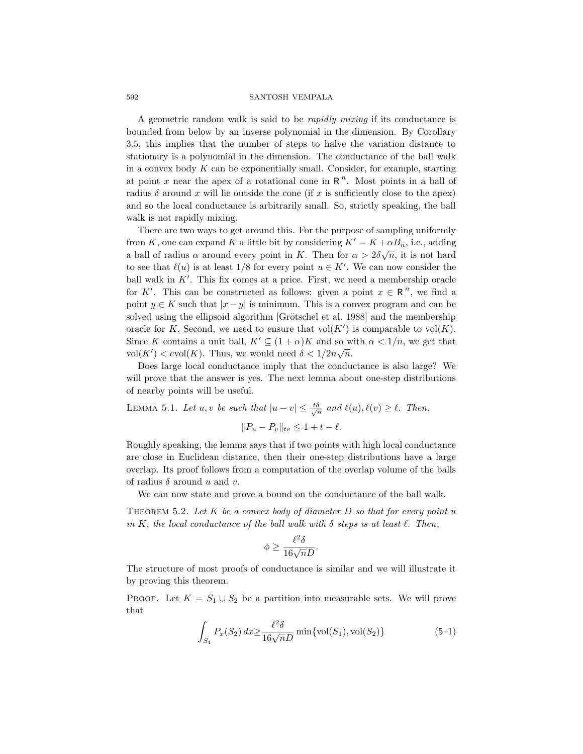A geometric random walk is said to be *rapidly mixing* if its conductance is bounded from below by an inverse polynomial in the dimension. By Corollary 3.5, this implies that the number of steps to halve the variation distance to stationary is a polynomial in the dimension. The conductance of the ball walk in a convex body $K$ can be exponentially small. Consider, for example, starting at point $x$ near the apex of a rotational cone in $\mathbb{R}^n$. Most points in a ball of radius $\delta$ around $x$ will lie outside the cone (if $x$ is sufficiently close to the apex) and so the local conductance is arbitrarily small. So, strictly speaking, the ball walk is not rapidly mixing.

There are two ways to get around this. For the purpose of sampling uniformly from $K$, one can expand $K$ a little bit by considering $K' = K + \alpha B_n$, i.e., adding a ball of radius $\alpha$ around every point in $K$. Then for $\alpha > 2\delta\sqrt{n}$, it is not hard to see that $\ell(u)$ is at least $1/8$ for every point $u \in K'$. We can now consider the ball walk in $K'$. This fix comes at a price. First, we need a membership oracle for $K'$. This can be constructed as follows: given a point $x \in \mathbb{R}^n$, we find a point $y \in K$ such that $|x - y|$ is minimum. This is a convex program and can be solved using the ellipsoid algorithm [Grötschel et al. 1988] and the membership oracle for $K$, Second, we need to ensure that $\text{vol}(K')$ is comparable to $\text{vol}(K)$. Since $K$ contains a unit ball, $K' \subseteq (1 + \alpha)K$ and so with $\alpha < 1/n$, we get that $\text{vol}(K') < e\text{vol}(K)$. Thus, we would need $\delta < 1/2n\sqrt{n}$.

Does large local conductance imply that the conductance is also large? We will prove that the answer is yes. The next lemma about one-step distributions of nearby points will be useful.

**Lemma 5.1.** *Let $u, v$ be such that $|u - v| \le \frac{t\delta}{\sqrt{n}}$ and $\ell(u), \ell(v) \ge \ell$. Then,*

$$\|P_u - P_v\|_{tv} \le 1 + t - \ell.$$

Roughly speaking, the lemma says that if two points with high local conductance are close in Euclidean distance, then their one-step distributions have a large overlap. Its proof follows from a computation of the overlap volume of the balls of radius $\delta$ around $u$ and $v$.

We can now state and prove a bound on the conductance of the ball walk.

**Theorem 5.2.** *Let $K$ be a convex body of diameter $D$ so that for every point $u$ in $K$, the local conductance of the ball walk with $\delta$ steps is at least $\ell$. Then,*

$$\phi \ge \frac{\ell^2 \delta}{16\sqrt{n}D}.$$

The structure of most proofs of conductance is similar and we will illustrate it by proving this theorem.

**Proof.** Let $K = S_1 \cup S_2$ be a partition into measurable sets. We will prove that

$$\int_{S_1} P_x(S_2)\, dx \ge \frac{\ell^2 \delta}{16\sqrt{n}D} \min\{\text{vol}(S_1), \text{vol}(S_2)\} \tag{5–1}$$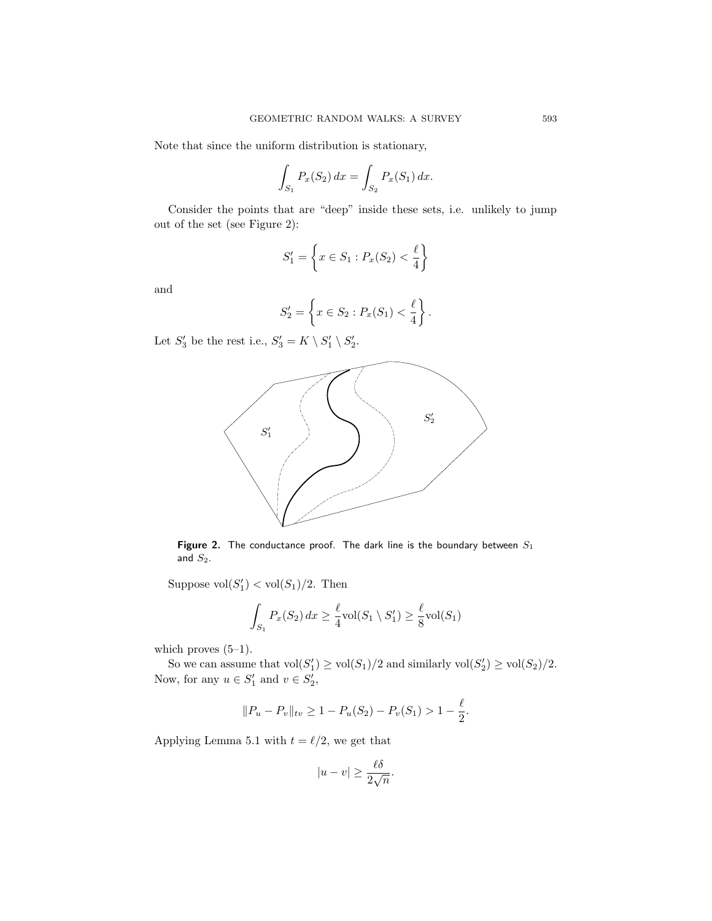Note that since the uniform distribution is stationary,

$$\int_{S_1} P_x(S_2)\,dx = \int_{S_2} P_x(S_1)\,dx.$$

Consider the points that are "deep" inside these sets, i.e. unlikely to jump out of the set (see Figure 2):

$$S_1' = \left\{ x \in S_1 : P_x(S_2) < \frac{\ell}{4} \right\}$$

and

$$S_2' = \left\{ x \in S_2 : P_x(S_1) < \frac{\ell}{4} \right\}.$$

Let $S_3'$ be the rest i.e., $S_3' = K \setminus S_1' \setminus S_2'$.

**Figure 2.** The conductance proof. The dark line is the boundary between $S_1$ and $S_2$.

Suppose $\mathrm{vol}(S_1') < \mathrm{vol}(S_1)/2$. Then

$$\int_{S_1} P_x(S_2)\,dx \geq \frac{\ell}{4}\mathrm{vol}(S_1 \setminus S_1') \geq \frac{\ell}{8}\mathrm{vol}(S_1)$$

which proves (5–1).

So we can assume that $\mathrm{vol}(S_1') \geq \mathrm{vol}(S_1)/2$ and similarly $\mathrm{vol}(S_2') \geq \mathrm{vol}(S_2)/2$. Now, for any $u \in S_1'$ and $v \in S_2'$,

$$\|P_u - P_v\|_{tv} \geq 1 - P_u(S_2) - P_v(S_1) > 1 - \frac{\ell}{2}.$$

Applying Lemma 5.1 with $t = \ell/2$, we get that

$$|u - v| \geq \frac{\ell\delta}{2\sqrt{n}}.$$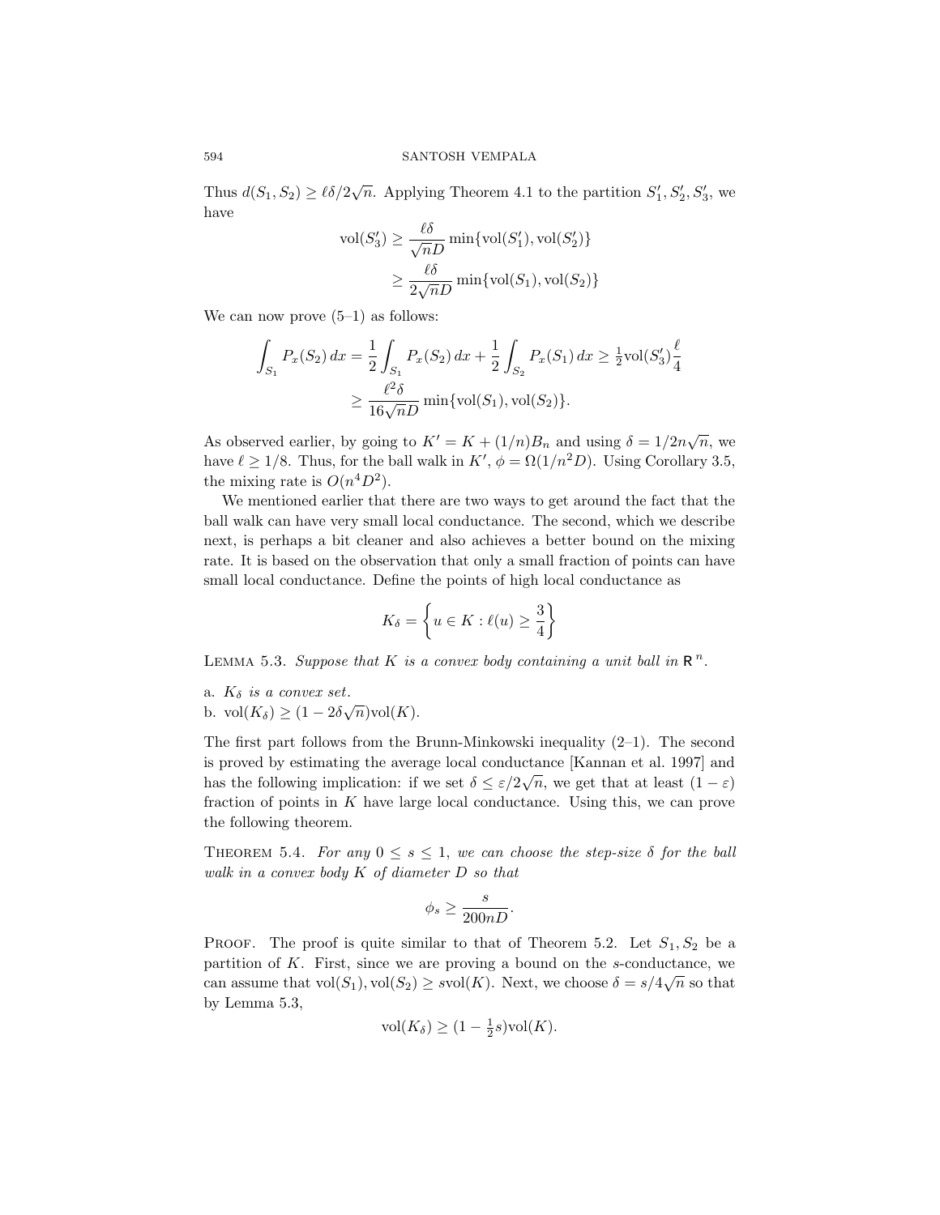Thus $d(S_1, S_2) \geq \ell\delta/2\sqrt{n}$. Applying Theorem 4.1 to the partition $S_1', S_2', S_3'$, we have

$$\begin{aligned}
\mathrm{vol}(S_3') &\geq \frac{\ell\delta}{\sqrt{n}D} \min\{\mathrm{vol}(S_1'), \mathrm{vol}(S_2')\} \\
&\geq \frac{\ell\delta}{2\sqrt{n}D} \min\{\mathrm{vol}(S_1), \mathrm{vol}(S_2)\}
\end{aligned}$$

We can now prove (5–1) as follows:

$$\begin{aligned}
\int_{S_1} P_x(S_2)\, dx &= \frac{1}{2}\int_{S_1} P_x(S_2)\, dx + \frac{1}{2}\int_{S_2} P_x(S_1)\, dx \geq \tfrac{1}{2}\mathrm{vol}(S_3')\frac{\ell}{4} \\
&\geq \frac{\ell^2\delta}{16\sqrt{n}D} \min\{\mathrm{vol}(S_1), \mathrm{vol}(S_2)\}.
\end{aligned}$$

As observed earlier, by going to $K' = K + (1/n)B_n$ and using $\delta = 1/2n\sqrt{n}$, we have $\ell \geq 1/8$. Thus, for the ball walk in $K'$, $\phi = \Omega(1/n^2 D)$. Using Corollary 3.5, the mixing rate is $O(n^4 D^2)$.

We mentioned earlier that there are two ways to get around the fact that the ball walk can have very small local conductance. The second, which we describe next, is perhaps a bit cleaner and also achieves a better bound on the mixing rate. It is based on the observation that only a small fraction of points can have small local conductance. Define the points of high local conductance as

$$K_\delta = \left\{ u \in K : \ell(u) \geq \frac{3}{4} \right\}$$

LEMMA 5.3. *Suppose that $K$ is a convex body containing a unit ball in $\mathbb{R}^n$.*

a. *$K_\delta$ is a convex set.*
b. $\mathrm{vol}(K_\delta) \geq (1 - 2\delta\sqrt{n})\mathrm{vol}(K)$.

The first part follows from the Brunn-Minkowski inequality (2–1). The second is proved by estimating the average local conductance [Kannan et al. 1997] and has the following implication: if we set $\delta \leq \varepsilon/2\sqrt{n}$, we get that at least $(1 - \varepsilon)$ fraction of points in $K$ have large local conductance. Using this, we can prove the following theorem.

THEOREM 5.4. *For any $0 \leq s \leq 1$, we can choose the step-size $\delta$ for the ball walk in a convex body $K$ of diameter $D$ so that*

$$\phi_s \geq \frac{s}{200nD}.$$

PROOF. The proof is quite similar to that of Theorem 5.2. Let $S_1, S_2$ be a partition of $K$. First, since we are proving a bound on the $s$-conductance, we can assume that $\mathrm{vol}(S_1), \mathrm{vol}(S_2) \geq s\mathrm{vol}(K)$. Next, we choose $\delta = s/4\sqrt{n}$ so that by Lemma 5.3,

$$\mathrm{vol}(K_\delta) \geq (1 - \tfrac{1}{2}s)\mathrm{vol}(K).$$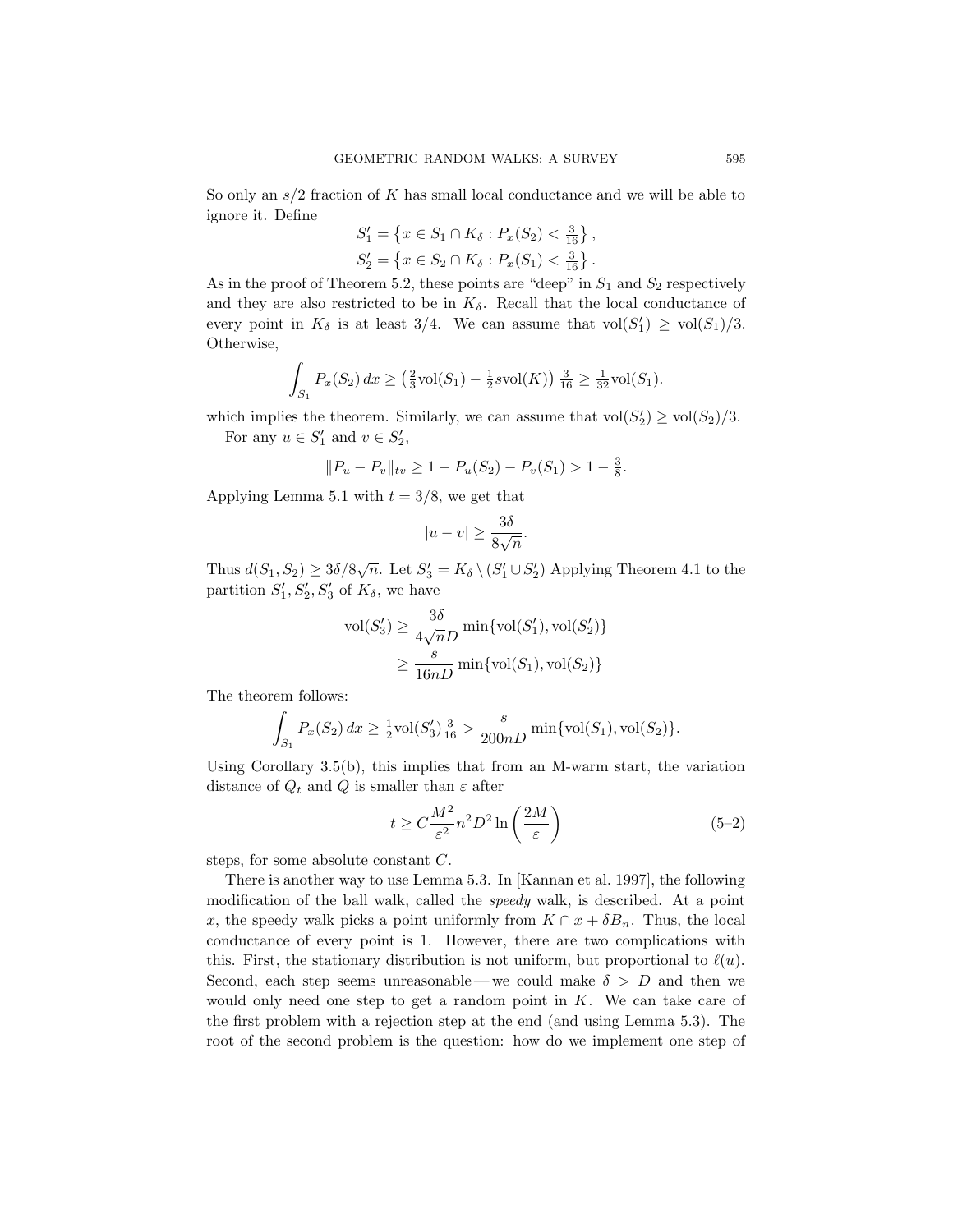So only an $s/2$ fraction of $K$ has small local conductance and we will be able to ignore it. Define

$$S_1' = \left\{ x \in S_1 \cap K_\delta : P_x(S_2) < \tfrac{3}{16} \right\},$$
$$S_2' = \left\{ x \in S_2 \cap K_\delta : P_x(S_1) < \tfrac{3}{16} \right\}.$$

As in the proof of Theorem 5.2, these points are "deep" in $S_1$ and $S_2$ respectively and they are also restricted to be in $K_\delta$. Recall that the local conductance of every point in $K_\delta$ is at least $3/4$. We can assume that $\text{vol}(S_1') \geq \text{vol}(S_1)/3$. Otherwise,

$$\int_{S_1} P_x(S_2)\, dx \geq \left(\tfrac{2}{3}\text{vol}(S_1) - \tfrac{1}{2}s\text{vol}(K)\right) \tfrac{3}{16} \geq \tfrac{1}{32}\text{vol}(S_1).$$

which implies the theorem. Similarly, we can assume that $\text{vol}(S_2') \geq \text{vol}(S_2)/3$.

For any $u \in S_1'$ and $v \in S_2'$,

$$\|P_u - P_v\|_{tv} \geq 1 - P_u(S_2) - P_v(S_1) > 1 - \tfrac{3}{8}.$$

Applying Lemma 5.1 with $t = 3/8$, we get that

$$|u - v| \geq \frac{3\delta}{8\sqrt{n}}.$$

Thus $d(S_1, S_2) \geq 3\delta/8\sqrt{n}$. Let $S_3' = K_\delta \setminus (S_1' \cup S_2')$ Applying Theorem 4.1 to the partition $S_1', S_2', S_3'$ of $K_\delta$, we have

$$\begin{aligned}
\text{vol}(S_3') &\geq \frac{3\delta}{4\sqrt{n}D} \min\{\text{vol}(S_1'), \text{vol}(S_2')\} \\
&\geq \frac{s}{16nD} \min\{\text{vol}(S_1), \text{vol}(S_2)\}
\end{aligned}$$

The theorem follows:

$$\int_{S_1} P_x(S_2)\, dx \geq \tfrac{1}{2}\text{vol}(S_3')\tfrac{3}{16} > \frac{s}{200nD} \min\{\text{vol}(S_1), \text{vol}(S_2)\}.$$

Using Corollary 3.5(b), this implies that from an M-warm start, the variation distance of $Q_t$ and $Q$ is smaller than $\varepsilon$ after

$$t \geq C\frac{M^2}{\varepsilon^2} n^2 D^2 \ln\left(\frac{2M}{\varepsilon}\right) \tag{5–2}$$

steps, for some absolute constant $C$.

There is another way to use Lemma 5.3. In [Kannan et al. 1997], the following modification of the ball walk, called the *speedy* walk, is described. At a point $x$, the speedy walk picks a point uniformly from $K \cap x + \delta B_n$. Thus, the local conductance of every point is 1. However, there are two complications with this. First, the stationary distribution is not uniform, but proportional to $\ell(u)$. Second, each step seems unreasonable — we could make $\delta > D$ and then we would only need one step to get a random point in $K$. We can take care of the first problem with a rejection step at the end (and using Lemma 5.3). The root of the second problem is the question: how do we implement one step of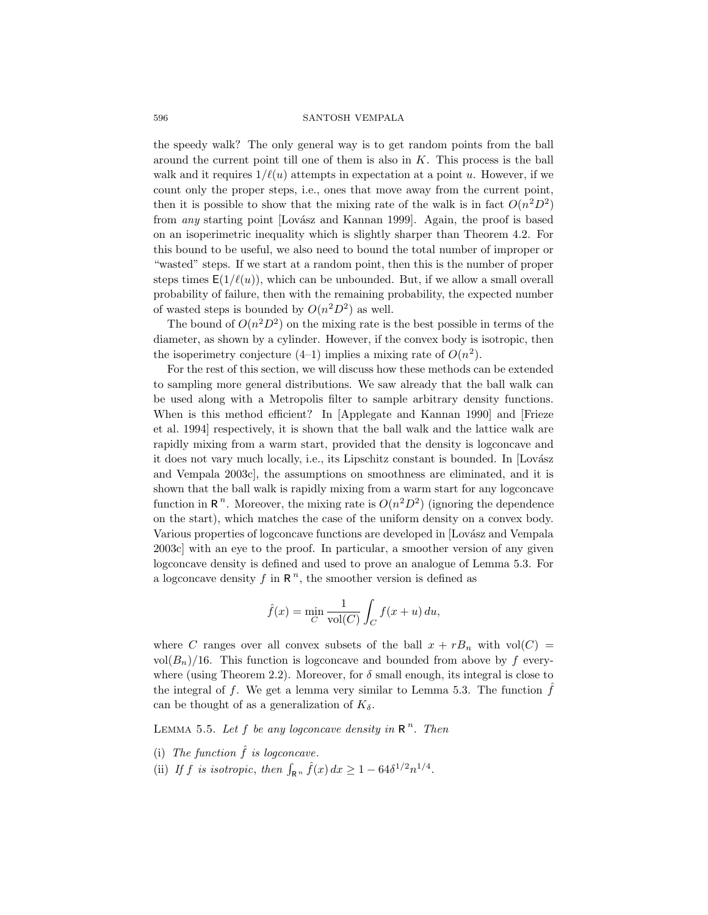the speedy walk? The only general way is to get random points from the ball around the current point till one of them is also in $K$. This process is the ball walk and it requires $1/\ell(u)$ attempts in expectation at a point $u$. However, if we count only the proper steps, i.e., ones that move away from the current point, then it is possible to show that the mixing rate of the walk is in fact $O(n^2D^2)$ from *any* starting point [Lovász and Kannan 1999]. Again, the proof is based on an isoperimetric inequality which is slightly sharper than Theorem 4.2. For this bound to be useful, we also need to bound the total number of improper or "wasted" steps. If we start at a random point, then this is the number of proper steps times $\mathsf{E}(1/\ell(u))$, which can be unbounded. But, if we allow a small overall probability of failure, then with the remaining probability, the expected number of wasted steps is bounded by $O(n^2D^2)$ as well.

The bound of $O(n^2D^2)$ on the mixing rate is the best possible in terms of the diameter, as shown by a cylinder. However, if the convex body is isotropic, then the isoperimetry conjecture (4–1) implies a mixing rate of $O(n^2)$.

For the rest of this section, we will discuss how these methods can be extended to sampling more general distributions. We saw already that the ball walk can be used along with a Metropolis filter to sample arbitrary density functions. When is this method efficient? In [Applegate and Kannan 1990] and [Frieze et al. 1994] respectively, it is shown that the ball walk and the lattice walk are rapidly mixing from a warm start, provided that the density is logconcave and it does not vary much locally, i.e., its Lipschitz constant is bounded. In [Lovász and Vempala 2003c], the assumptions on smoothness are eliminated, and it is shown that the ball walk is rapidly mixing from a warm start for any logconcave function in $\mathsf{R}^n$. Moreover, the mixing rate is $O(n^2D^2)$ (ignoring the dependence on the start), which matches the case of the uniform density on a convex body. Various properties of logconcave functions are developed in [Lovász and Vempala 2003c] with an eye to the proof. In particular, a smoother version of any given logconcave density is defined and used to prove an analogue of Lemma 5.3. For a logconcave density $f$ in $\mathsf{R}^n$, the smoother version is defined as

$$\hat{f}(x) = \min_{C} \frac{1}{\operatorname{vol}(C)} \int_C f(x+u)\, du,$$

where $C$ ranges over all convex subsets of the ball $x + rB_n$ with $\operatorname{vol}(C) = \operatorname{vol}(B_n)/16$. This function is logconcave and bounded from above by $f$ everywhere (using Theorem 2.2). Moreover, for $\delta$ small enough, its integral is close to the integral of $f$. We get a lemma very similar to Lemma 5.3. The function $\hat{f}$ can be thought of as a generalization of $K_\delta$.

Lemma 5.5. *Let $f$ be any logconcave density in $\mathsf{R}^n$. Then*

(i) *The function $\hat{f}$ is logconcave.*
(ii) *If $f$ is isotropic, then $\int_{\mathsf{R}^n} \hat{f}(x)\, dx \geq 1 - 64\delta^{1/2}n^{1/4}$.*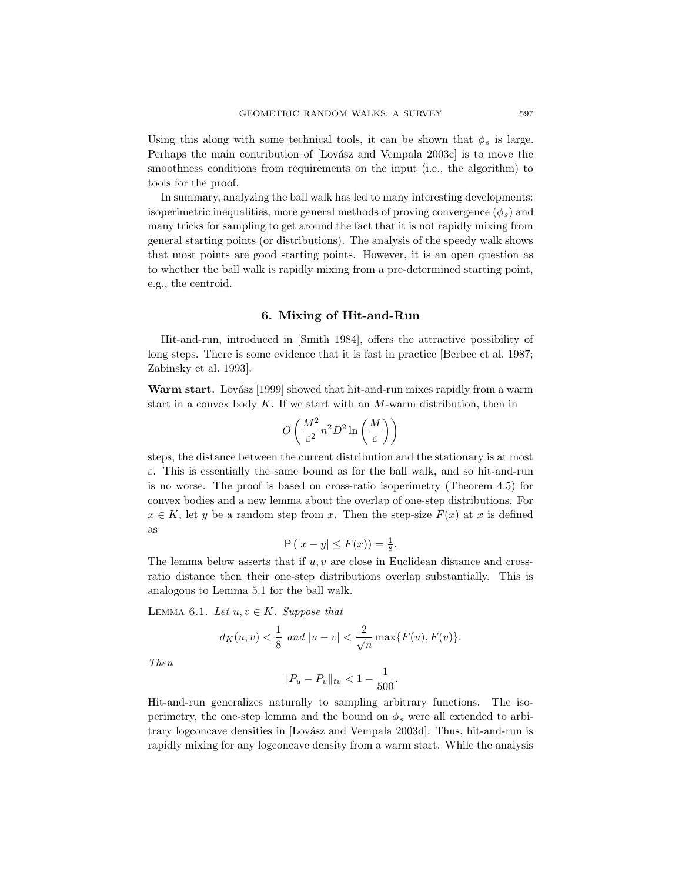Using this along with some technical tools, it can be shown that $\phi_s$ is large. Perhaps the main contribution of [Lovász and Vempala 2003c] is to move the smoothness conditions from requirements on the input (i.e., the algorithm) to tools for the proof.

In summary, analyzing the ball walk has led to many interesting developments: isoperimetric inequalities, more general methods of proving convergence ($\phi_s$) and many tricks for sampling to get around the fact that it is not rapidly mixing from general starting points (or distributions). The analysis of the speedy walk shows that most points are good starting points. However, it is an open question as to whether the ball walk is rapidly mixing from a pre-determined starting point, e.g., the centroid.

## 6. Mixing of Hit-and-Run

Hit-and-run, introduced in [Smith 1984], offers the attractive possibility of long steps. There is some evidence that it is fast in practice [Berbee et al. 1987; Zabinsky et al. 1993].

**Warm start.** Lovász [1999] showed that hit-and-run mixes rapidly from a warm start in a convex body $K$. If we start with an $M$-warm distribution, then in

$$O\left(\frac{M^2}{\varepsilon^2} n^2 D^2 \ln\left(\frac{M}{\varepsilon}\right)\right)$$

steps, the distance between the current distribution and the stationary is at most $\varepsilon$. This is essentially the same bound as for the ball walk, and so hit-and-run is no worse. The proof is based on cross-ratio isoperimetry (Theorem 4.5) for convex bodies and a new lemma about the overlap of one-step distributions. For $x \in K$, let $y$ be a random step from $x$. Then the step-size $F(x)$ at $x$ is defined as

$$\mathsf{P}\left(|x - y| \le F(x)\right) = \tfrac{1}{8}.$$

The lemma below asserts that if $u, v$ are close in Euclidean distance and cross-ratio distance then their one-step distributions overlap substantially. This is analogous to Lemma 5.1 for the ball walk.

LEMMA 6.1. *Let $u, v \in K$. Suppose that*

$$d_K(u, v) < \frac{1}{8} \text{ and } |u - v| < \frac{2}{\sqrt{n}} \max\{F(u), F(v)\}.$$

*Then*

$$\|P_u - P_v\|_{tv} < 1 - \frac{1}{500}.$$

Hit-and-run generalizes naturally to sampling arbitrary functions. The isoperimetry, the one-step lemma and the bound on $\phi_s$ were all extended to arbitrary logconcave densities in [Lovász and Vempala 2003d]. Thus, hit-and-run is rapidly mixing for any logconcave density from a warm start. While the analysis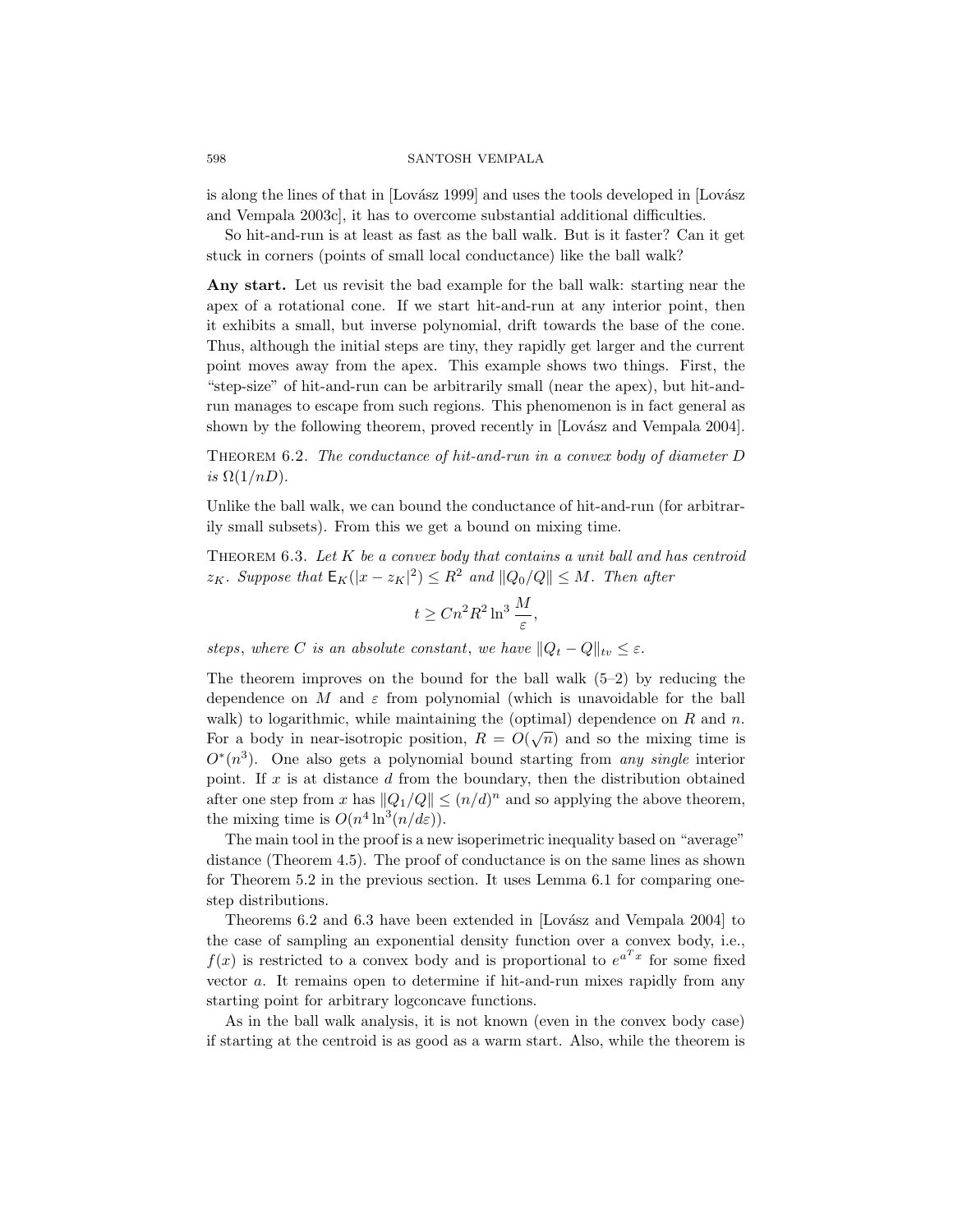is along the lines of that in [Lovász 1999] and uses the tools developed in [Lovász and Vempala 2003c], it has to overcome substantial additional difficulties.

So hit-and-run is at least as fast as the ball walk. But is it faster? Can it get stuck in corners (points of small local conductance) like the ball walk?

**Any start.** Let us revisit the bad example for the ball walk: starting near the apex of a rotational cone. If we start hit-and-run at any interior point, then it exhibits a small, but inverse polynomial, drift towards the base of the cone. Thus, although the initial steps are tiny, they rapidly get larger and the current point moves away from the apex. This example shows two things. First, the "step-size" of hit-and-run can be arbitrarily small (near the apex), but hit-and-run manages to escape from such regions. This phenomenon is in fact general as shown by the following theorem, proved recently in [Lovász and Vempala 2004].

THEOREM 6.2. *The conductance of hit-and-run in a convex body of diameter $D$ is $\Omega(1/nD)$.*

Unlike the ball walk, we can bound the conductance of hit-and-run (for arbitrarily small subsets). From this we get a bound on mixing time.

THEOREM 6.3. *Let $K$ be a convex body that contains a unit ball and has centroid $z_K$. Suppose that $\mathsf{E}_K(|x - z_K|^2) \leq R^2$ and $\|Q_0/Q\| \leq M$. Then after*

$$t \geq Cn^2R^2 \ln^3 \frac{M}{\varepsilon},$$

*steps, where $C$ is an absolute constant, we have $\|Q_t - Q\|_{tv} \leq \varepsilon$.*

The theorem improves on the bound for the ball walk (5–2) by reducing the dependence on $M$ and $\varepsilon$ from polynomial (which is unavoidable for the ball walk) to logarithmic, while maintaining the (optimal) dependence on $R$ and $n$. For a body in near-isotropic position, $R = O(\sqrt{n})$ and so the mixing time is $O^*(n^3)$. One also gets a polynomial bound starting from *any single* interior point. If $x$ is at distance $d$ from the boundary, then the distribution obtained after one step from $x$ has $\|Q_1/Q\| \leq (n/d)^n$ and so applying the above theorem, the mixing time is $O(n^4 \ln^3(n/d\varepsilon))$.

The main tool in the proof is a new isoperimetric inequality based on "average" distance (Theorem 4.5). The proof of conductance is on the same lines as shown for Theorem 5.2 in the previous section. It uses Lemma 6.1 for comparing one-step distributions.

Theorems 6.2 and 6.3 have been extended in [Lovász and Vempala 2004] to the case of sampling an exponential density function over a convex body, i.e., $f(x)$ is restricted to a convex body and is proportional to $e^{a^T x}$ for some fixed vector $a$. It remains open to determine if hit-and-run mixes rapidly from any starting point for arbitrary logconcave functions.

As in the ball walk analysis, it is not known (even in the convex body case) if starting at the centroid is as good as a warm start. Also, while the theorem is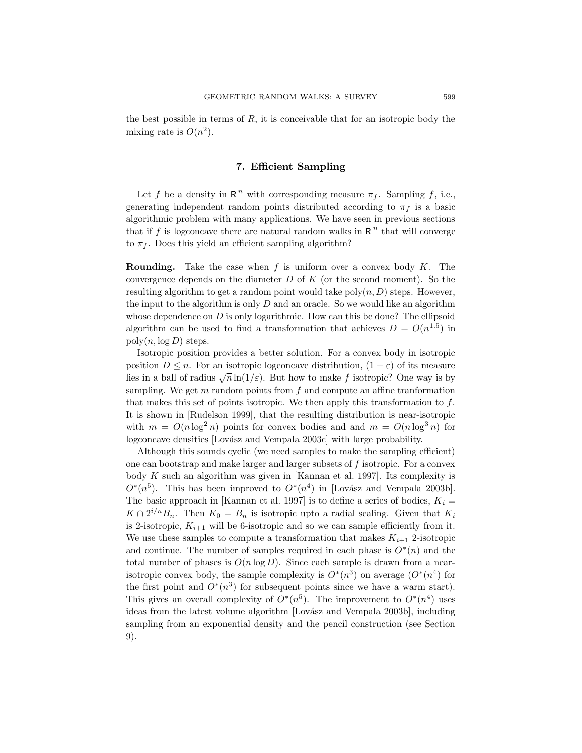the best possible in terms of $R$, it is conceivable that for an isotropic body the mixing rate is $O(n^2)$.

## 7. Efficient Sampling

Let $f$ be a density in $\mathbb{R}^n$ with corresponding measure $\pi_f$. Sampling $f$, i.e., generating independent random points distributed according to $\pi_f$ is a basic algorithmic problem with many applications. We have seen in previous sections that if $f$ is logconcave there are natural random walks in $\mathbb{R}^n$ that will converge to $\pi_f$. Does this yield an efficient sampling algorithm?

**Rounding.** Take the case when $f$ is uniform over a convex body $K$. The convergence depends on the diameter $D$ of $K$ (or the second moment). So the resulting algorithm to get a random point would take $\text{poly}(n, D)$ steps. However, the input to the algorithm is only $D$ and an oracle. So we would like an algorithm whose dependence on $D$ is only logarithmic. How can this be done? The ellipsoid algorithm can be used to find a transformation that achieves $D = O(n^{1.5})$ in $\text{poly}(n, \log D)$ steps.

Isotropic position provides a better solution. For a convex body in isotropic position $D \le n$. For an isotropic logconcave distribution, $(1 - \varepsilon)$ of its measure lies in a ball of radius $\sqrt{n}\ln(1/\varepsilon)$. But how to make $f$ isotropic? One way is by sampling. We get $m$ random points from $f$ and compute an affine tranformation that makes this set of points isotropic. We then apply this transformation to $f$. It is shown in [Rudelson 1999], that the resulting distribution is near-isotropic with $m = O(n \log^2 n)$ points for convex bodies and and $m = O(n \log^3 n)$ for logconcave densities [Lovász and Vempala 2003c] with large probability.

Although this sounds cyclic (we need samples to make the sampling efficient) one can bootstrap and make larger and larger subsets of $f$ isotropic. For a convex body $K$ such an algorithm was given in [Kannan et al. 1997]. Its complexity is $O^*(n^5)$. This has been improved to $O^*(n^4)$ in [Lovász and Vempala 2003b]. The basic approach in [Kannan et al. 1997] is to define a series of bodies, $K_i = K \cap 2^{i/n} B_n$. Then $K_0 = B_n$ is isotropic upto a radial scaling. Given that $K_i$ is 2-isotropic, $K_{i+1}$ will be 6-isotropic and so we can sample efficiently from it. We use these samples to compute a transformation that makes $K_{i+1}$ 2-isotropic and continue. The number of samples required in each phase is $O^*(n)$ and the total number of phases is $O(n \log D)$. Since each sample is drawn from a near-isotropic convex body, the sample complexity is $O^*(n^3)$ on average ($O^*(n^4)$ for the first point and $O^*(n^3)$ for subsequent points since we have a warm start). This gives an overall complexity of $O^*(n^5)$. The improvement to $O^*(n^4)$ uses ideas from the latest volume algorithm [Lovász and Vempala 2003b], including sampling from an exponential density and the pencil construction (see Section 9).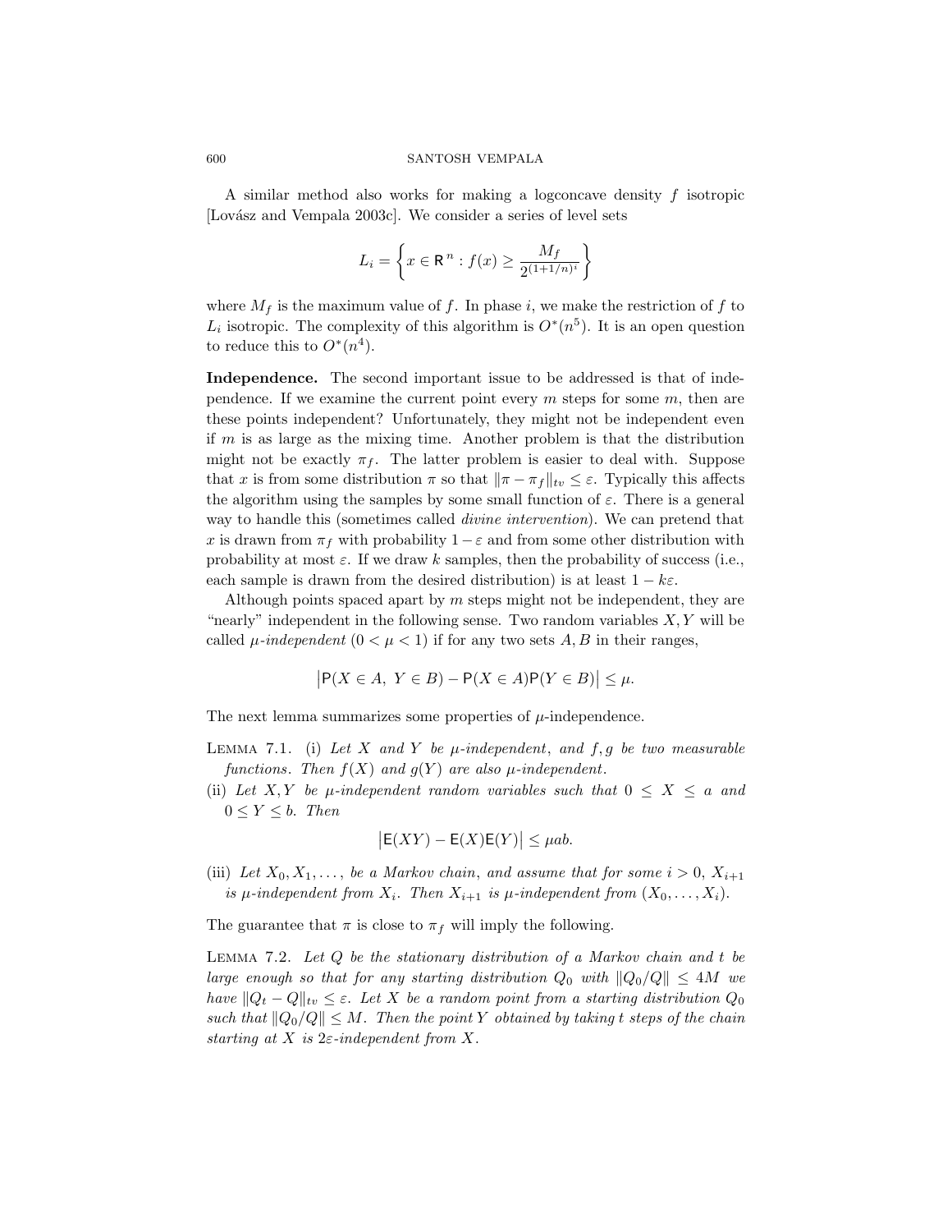A similar method also works for making a logconcave density $f$ isotropic [Lovász and Vempala 2003c]. We consider a series of level sets

$$L_i = \left\{ x \in \mathbb{R}^n : f(x) \geq \frac{M_f}{2^{(1+1/n)^i}} \right\}$$

where $M_f$ is the maximum value of $f$. In phase $i$, we make the restriction of $f$ to $L_i$ isotropic. The complexity of this algorithm is $O^*(n^5)$. It is an open question to reduce this to $O^*(n^4)$.

**Independence.** The second important issue to be addressed is that of independence. If we examine the current point every $m$ steps for some $m$, then are these points independent? Unfortunately, they might not be independent even if $m$ is as large as the mixing time. Another problem is that the distribution might not be exactly $\pi_f$. The latter problem is easier to deal with. Suppose that $x$ is from some distribution $\pi$ so that $\|\pi - \pi_f\|_{tv} \leq \varepsilon$. Typically this affects the algorithm using the samples by some small function of $\varepsilon$. There is a general way to handle this (sometimes called *divine intervention*). We can pretend that $x$ is drawn from $\pi_f$ with probability $1 - \varepsilon$ and from some other distribution with probability at most $\varepsilon$. If we draw $k$ samples, then the probability of success (i.e., each sample is drawn from the desired distribution) is at least $1 - k\varepsilon$.

Although points spaced apart by $m$ steps might not be independent, they are "nearly" independent in the following sense. Two random variables $X, Y$ will be called $\mu$-*independent* ($0 < \mu < 1$) if for any two sets $A, B$ in their ranges,

$$\big|\mathsf{P}(X \in A,\ Y \in B) - \mathsf{P}(X \in A)\mathsf{P}(Y \in B)\big| \leq \mu.$$

The next lemma summarizes some properties of $\mu$-independence.

LEMMA 7.1. (i) *Let $X$ and $Y$ be $\mu$-independent, and $f, g$ be two measurable functions. Then $f(X)$ and $g(Y)$ are also $\mu$-independent.*

(ii) *Let $X, Y$ be $\mu$-independent random variables such that $0 \leq X \leq a$ and $0 \leq Y \leq b$. Then*

$$\big|\mathsf{E}(XY) - \mathsf{E}(X)\mathsf{E}(Y)\big| \leq \mu ab.$$

(iii) *Let $X_0, X_1, \ldots,$ be a Markov chain, and assume that for some $i > 0$, $X_{i+1}$ is $\mu$-independent from $X_i$. Then $X_{i+1}$ is $\mu$-independent from $(X_0, \ldots, X_i)$.*

The guarantee that $\pi$ is close to $\pi_f$ will imply the following.

LEMMA 7.2. *Let $Q$ be the stationary distribution of a Markov chain and $t$ be large enough so that for any starting distribution $Q_0$ with $\|Q_0/Q\| \leq 4M$ we have $\|Q_t - Q\|_{tv} \leq \varepsilon$. Let $X$ be a random point from a starting distribution $Q_0$ such that $\|Q_0/Q\| \leq M$. Then the point $Y$ obtained by taking $t$ steps of the chain starting at $X$ is $2\varepsilon$-independent from $X$.*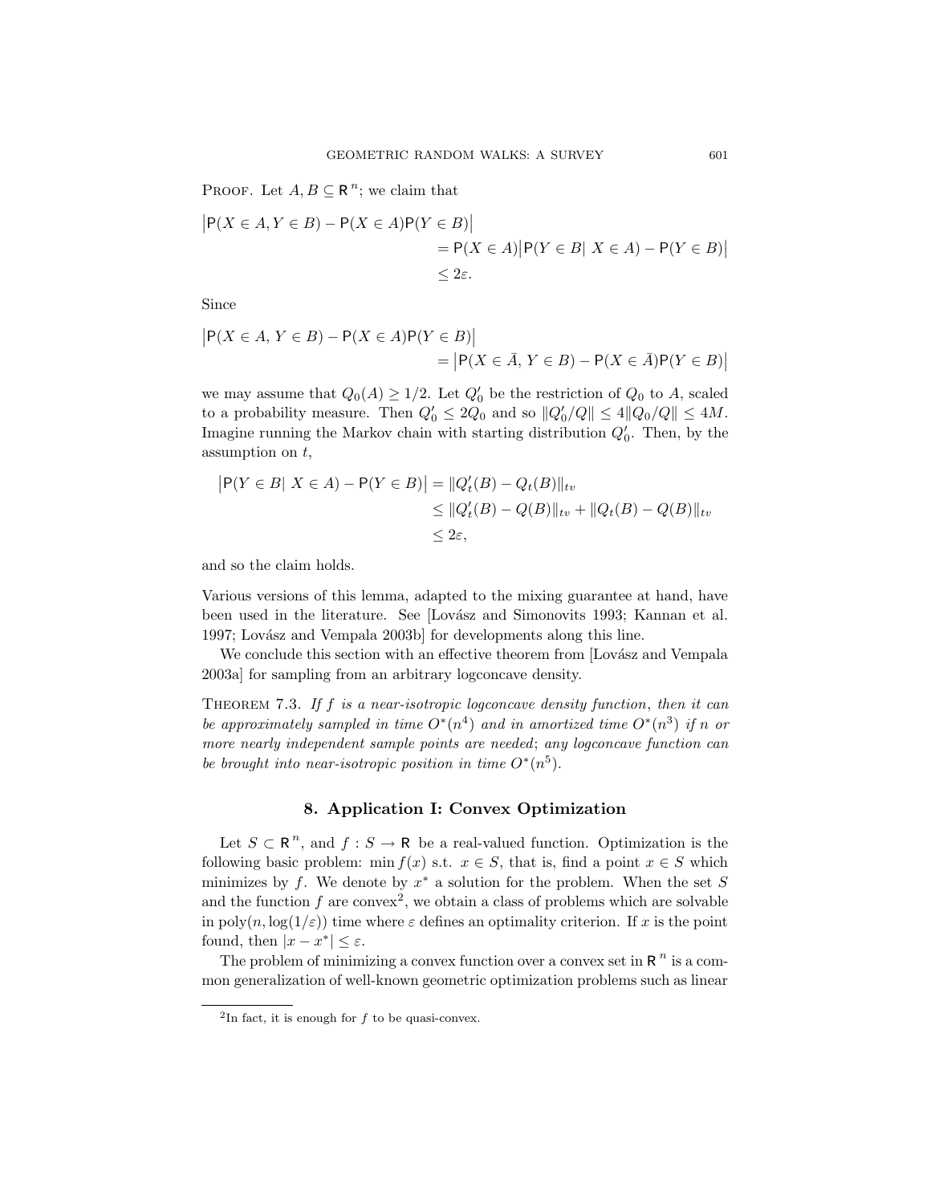PROOF. Let $A, B \subseteq \mathbb{R}^n$; we claim that

$$
\begin{aligned}
\big|\mathsf{P}(X \in A, Y \in B) - \mathsf{P}(X \in A)\mathsf{P}(Y \in B)\big| \\
&= \mathsf{P}(X \in A)\big|\mathsf{P}(Y \in B \mid X \in A) - \mathsf{P}(Y \in B)\big| \\
&\leq 2\varepsilon.
\end{aligned}
$$

Since

$$
\begin{aligned}
\big|\mathsf{P}(X \in A,\, Y \in B) - \mathsf{P}(X \in A)\mathsf{P}(Y \in B)\big| \\
&= \big|\mathsf{P}(X \in \bar{A},\, Y \in B) - \mathsf{P}(X \in \bar{A})\mathsf{P}(Y \in B)\big|
\end{aligned}
$$

we may assume that $Q_0(A) \geq 1/2$. Let $Q_0'$ be the restriction of $Q_0$ to $A$, scaled to a probability measure. Then $Q_0' \leq 2Q_0$ and so $\|Q_0'/Q\| \leq 4\|Q_0/Q\| \leq 4M$. Imagine running the Markov chain with starting distribution $Q_0'$. Then, by the assumption on $t$,

$$
\begin{aligned}
\big|\mathsf{P}(Y \in B \mid X \in A) - \mathsf{P}(Y \in B)\big| &= \|Q_t'(B) - Q_t(B)\|_{tv} \\
&\leq \|Q_t'(B) - Q(B)\|_{tv} + \|Q_t(B) - Q(B)\|_{tv} \\
&\leq 2\varepsilon,
\end{aligned}
$$

and so the claim holds.

Various versions of this lemma, adapted to the mixing guarantee at hand, have been used in the literature. See [Lovász and Simonovits 1993; Kannan et al. 1997; Lovász and Vempala 2003b] for developments along this line.

We conclude this section with an effective theorem from [Lovász and Vempala 2003a] for sampling from an arbitrary logconcave density.

THEOREM 7.3. *If $f$ is a near-isotropic logconcave density function, then it can be approximately sampled in time $O^*(n^4)$ and in amortized time $O^*(n^3)$ if $n$ or more nearly independent sample points are needed; any logconcave function can be brought into near-isotropic position in time $O^*(n^5)$.*

## 8. Application I: Convex Optimization

Let $S \subset \mathbb{R}^n$, and $f : S \to \mathbb{R}$ be a real-valued function. Optimization is the following basic problem: $\min f(x)$ s.t. $x \in S$, that is, find a point $x \in S$ which minimizes by $f$. We denote by $x^*$ a solution for the problem. When the set $S$ and the function $f$ are convex[2], we obtain a class of problems which are solvable in $\text{poly}(n, \log(1/\varepsilon))$ time where $\varepsilon$ defines an optimality criterion. If $x$ is the point found, then $|x - x^*| \leq \varepsilon$.

The problem of minimizing a convex function over a convex set in $\mathbb{R}^n$ is a common generalization of well-known geometric optimization problems such as linear

[2]In fact, it is enough for $f$ to be quasi-convex.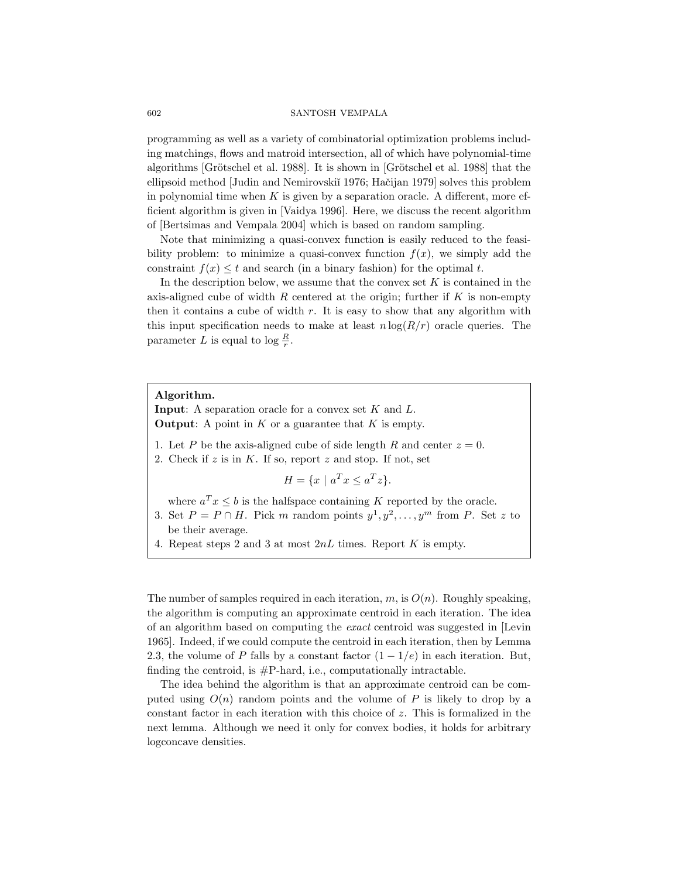programming as well as a variety of combinatorial optimization problems including matchings, flows and matroid intersection, all of which have polynomial-time algorithms [Grötschel et al. 1988]. It is shown in [Grötschel et al. 1988] that the ellipsoid method [Judin and Nemirovskiĭ 1976; Hačijan 1979] solves this problem in polynomial time when $K$ is given by a separation oracle. A different, more efficient algorithm is given in [Vaidya 1996]. Here, we discuss the recent algorithm of [Bertsimas and Vempala 2004] which is based on random sampling.

Note that minimizing a quasi-convex function is easily reduced to the feasibility problem: to minimize a quasi-convex function $f(x)$, we simply add the constraint $f(x) \le t$ and search (in a binary fashion) for the optimal $t$.

In the description below, we assume that the convex set $K$ is contained in the axis-aligned cube of width $R$ centered at the origin; further if $K$ is non-empty then it contains a cube of width $r$. It is easy to show that any algorithm with this input specification needs to make at least $n \log(R/r)$ oracle queries. The parameter $L$ is equal to $\log \frac{R}{r}$.

**Algorithm.**
**Input**: A separation oracle for a convex set $K$ and $L$.
**Output**: A point in $K$ or a guarantee that $K$ is empty.

1. Let $P$ be the axis-aligned cube of side length $R$ and center $z = 0$.
2. Check if $z$ is in $K$. If so, report $z$ and stop. If not, set
$$H = \{x \mid a^T x \le a^T z\}.$$
where $a^T x \le b$ is the halfspace containing $K$ reported by the oracle.
3. Set $P = P \cap H$. Pick $m$ random points $y^1, y^2, \ldots, y^m$ from $P$. Set $z$ to be their average.
4. Repeat steps 2 and 3 at most $2nL$ times. Report $K$ is empty.

The number of samples required in each iteration, $m$, is $O(n)$. Roughly speaking, the algorithm is computing an approximate centroid in each iteration. The idea of an algorithm based on computing the *exact* centroid was suggested in [Levin 1965]. Indeed, if we could compute the centroid in each iteration, then by Lemma 2.3, the volume of $P$ falls by a constant factor $(1 - 1/e)$ in each iteration. But, finding the centroid, is #P-hard, i.e., computationally intractable.

The idea behind the algorithm is that an approximate centroid can be computed using $O(n)$ random points and the volume of $P$ is likely to drop by a constant factor in each iteration with this choice of $z$. This is formalized in the next lemma. Although we need it only for convex bodies, it holds for arbitrary logconcave densities.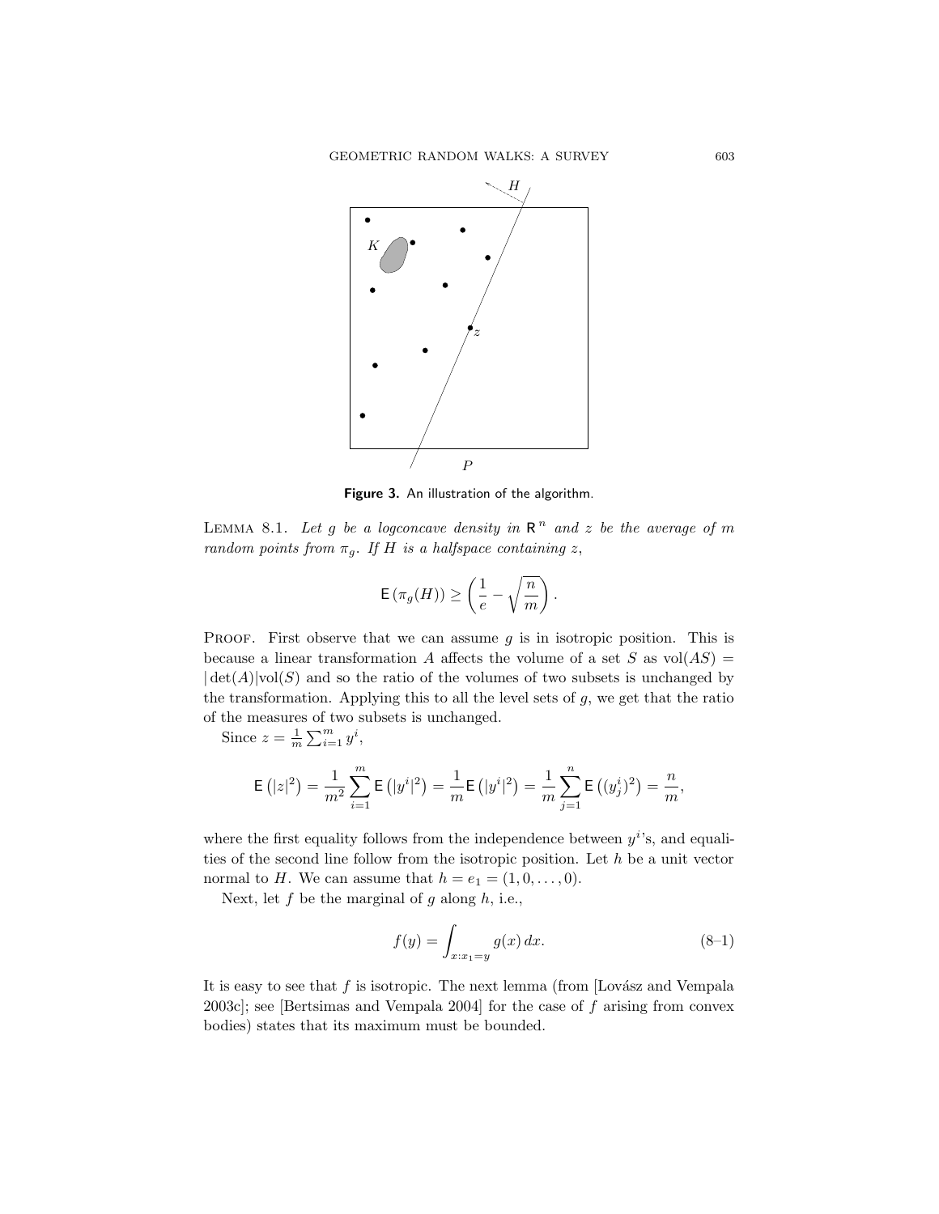**Figure 3.** An illustration of the algorithm.

Lemma 8.1. *Let $g$ be a logconcave density in $\mathsf{R}^n$ and $z$ be the average of $m$ random points from $\pi_g$. If $H$ is a halfspace containing $z$,*

$$\mathsf{E}\left(\pi_g(H)\right) \geq \left(\frac{1}{e} - \sqrt{\frac{n}{m}}\right).$$

Proof. First observe that we can assume $g$ is in isotropic position. This is because a linear transformation $A$ affects the volume of a set $S$ as $\text{vol}(AS) = |\det(A)|\text{vol}(S)$ and so the ratio of the volumes of two subsets is unchanged by the transformation. Applying this to all the level sets of $g$, we get that the ratio of the measures of two subsets is unchanged.

Since $z = \frac{1}{m}\sum_{i=1}^{m} y^i$,

$$\mathsf{E}\left(|z|^2\right) = \frac{1}{m^2}\sum_{i=1}^{m}\mathsf{E}\left(|y^i|^2\right) = \frac{1}{m}\mathsf{E}\left(|y^i|^2\right) = \frac{1}{m}\sum_{j=1}^{n}\mathsf{E}\left((y^i_j)^2\right) = \frac{n}{m},$$

where the first equality follows from the independence between $y^i$'s, and equalities of the second line follow from the isotropic position. Let $h$ be a unit vector normal to $H$. We can assume that $h = e_1 = (1, 0, \ldots, 0)$.

Next, let $f$ be the marginal of $g$ along $h$, i.e.,

$$f(y) = \int_{x:x_1=y} g(x)\,dx. \tag{8–1}$$

It is easy to see that $f$ is isotropic. The next lemma (from [Lovász and Vempala 2003c]; see [Bertsimas and Vempala 2004] for the case of $f$ arising from convex bodies) states that its maximum must be bounded.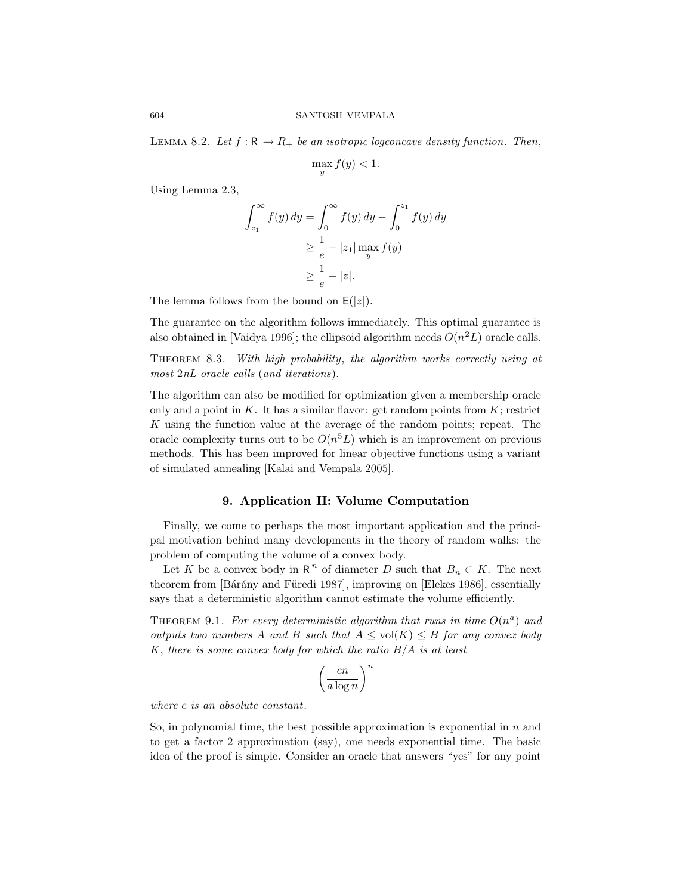Lemma 8.2. *Let $f : \mathbb{R} \to R_+$ be an isotropic logconcave density function. Then,*

$$\max_y f(y) < 1.$$

Using Lemma 2.3,

$$\begin{aligned}
\int_{z_1}^{\infty} f(y)\, dy &= \int_0^{\infty} f(y)\, dy - \int_0^{z_1} f(y)\, dy \\
&\geq \frac{1}{e} - |z_1| \max_y f(y) \\
&\geq \frac{1}{e} - |z|.
\end{aligned}$$

The lemma follows from the bound on $\mathsf{E}(|z|)$.

The guarantee on the algorithm follows immediately. This optimal guarantee is also obtained in [Vaidya 1996]; the ellipsoid algorithm needs $O(n^2 L)$ oracle calls.

Theorem 8.3. *With high probability, the algorithm works correctly using at most $2nL$ oracle calls (and iterations).*

The algorithm can also be modified for optimization given a membership oracle only and a point in $K$. It has a similar flavor: get random points from $K$; restrict $K$ using the function value at the average of the random points; repeat. The oracle complexity turns out to be $O(n^5 L)$ which is an improvement on previous methods. This has been improved for linear objective functions using a variant of simulated annealing [Kalai and Vempala 2005].

## 9. Application II: Volume Computation

Finally, we come to perhaps the most important application and the principal motivation behind many developments in the theory of random walks: the problem of computing the volume of a convex body.

Let $K$ be a convex body in $\mathbb{R}^n$ of diameter $D$ such that $B_n \subset K$. The next theorem from [Bárány and Füredi 1987], improving on [Elekes 1986], essentially says that a deterministic algorithm cannot estimate the volume efficiently.

Theorem 9.1. *For every deterministic algorithm that runs in time $O(n^a)$ and outputs two numbers $A$ and $B$ such that $A \leq \text{vol}(K) \leq B$ for any convex body $K$, there is some convex body for which the ratio $B/A$ is at least*

$$\left(\frac{cn}{a \log n}\right)^n$$

*where $c$ is an absolute constant.*

So, in polynomial time, the best possible approximation is exponential in $n$ and to get a factor 2 approximation (say), one needs exponential time. The basic idea of the proof is simple. Consider an oracle that answers "yes" for any point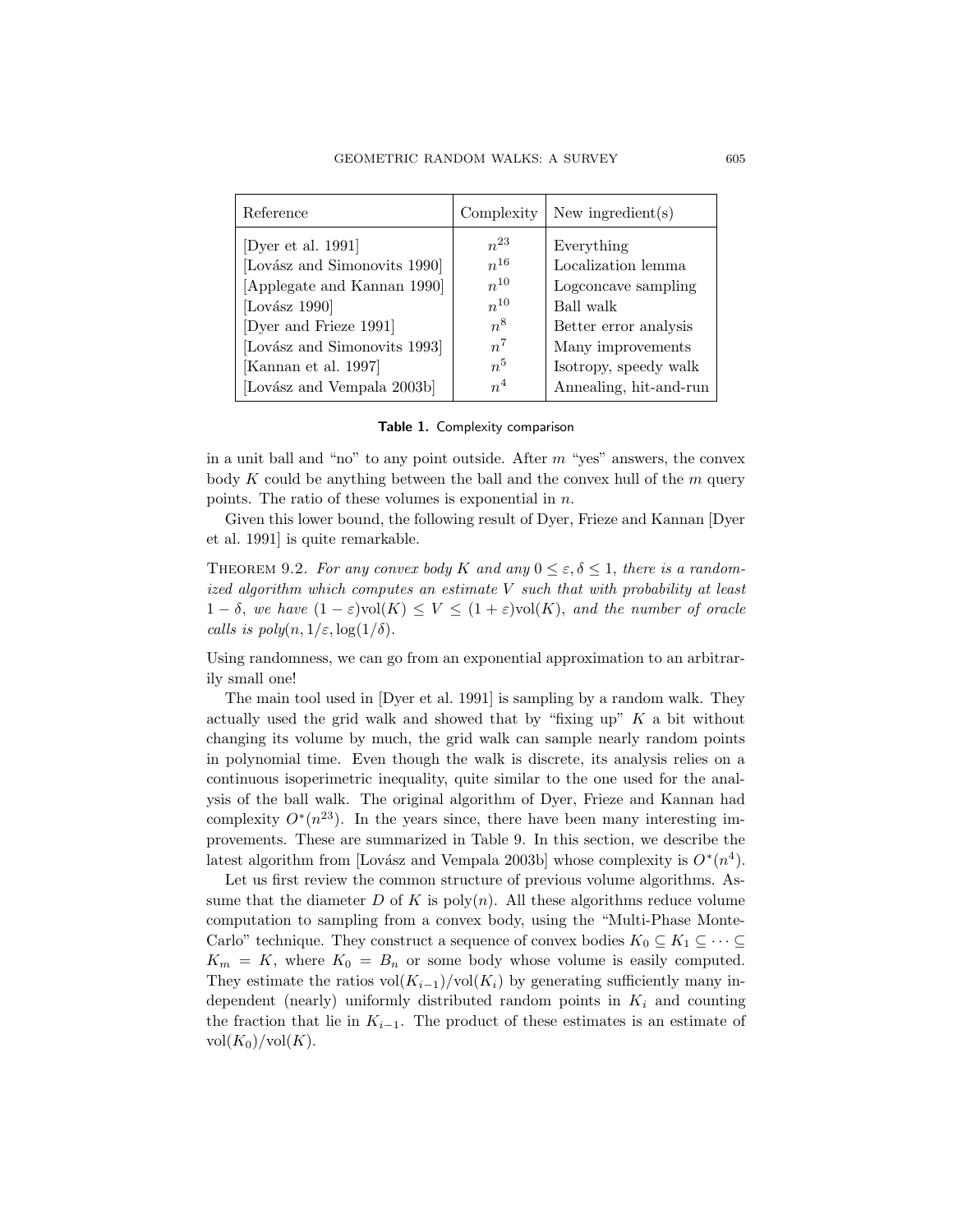| Reference | Complexity | New ingredient(s) |
|---|---|---|
| [Dyer et al. 1991] | $n^{23}$ | Everything |
| [Lovász and Simonovits 1990] | $n^{16}$ | Localization lemma |
| [Applegate and Kannan 1990] | $n^{10}$ | Logconcave sampling |
| [Lovász 1990] | $n^{10}$ | Ball walk |
| [Dyer and Frieze 1991] | $n^{8}$ | Better error analysis |
| [Lovász and Simonovits 1993] | $n^{7}$ | Many improvements |
| [Kannan et al. 1997] | $n^{5}$ | Isotropy, speedy walk |
| [Lovász and Vempala 2003b] | $n^{4}$ | Annealing, hit-and-run |

**Table 1.** Complexity comparison

in a unit ball and "no" to any point outside. After $m$ "yes" answers, the convex body $K$ could be anything between the ball and the convex hull of the $m$ query points. The ratio of these volumes is exponential in $n$.

Given this lower bound, the following result of Dyer, Frieze and Kannan [Dyer et al. 1991] is quite remarkable.

THEOREM 9.2. *For any convex body $K$ and any $0 \leq \varepsilon, \delta \leq 1$, there is a randomized algorithm which computes an estimate $V$ such that with probability at least $1 - \delta$, we have $(1 - \varepsilon)\text{vol}(K) \leq V \leq (1 + \varepsilon)\text{vol}(K)$, and the number of oracle calls is poly$(n, 1/\varepsilon, \log(1/\delta)$.*

Using randomness, we can go from an exponential approximation to an arbitrarily small one!

The main tool used in [Dyer et al. 1991] is sampling by a random walk. They actually used the grid walk and showed that by "fixing up" $K$ a bit without changing its volume by much, the grid walk can sample nearly random points in polynomial time. Even though the walk is discrete, its analysis relies on a continuous isoperimetric inequality, quite similar to the one used for the analysis of the ball walk. The original algorithm of Dyer, Frieze and Kannan had complexity $O^*(n^{23})$. In the years since, there have been many interesting improvements. These are summarized in Table 9. In this section, we describe the latest algorithm from [Lovász and Vempala 2003b] whose complexity is $O^*(n^4)$.

Let us first review the common structure of previous volume algorithms. Assume that the diameter $D$ of $K$ is poly$(n)$. All these algorithms reduce volume computation to sampling from a convex body, using the "Multi-Phase Monte-Carlo" technique. They construct a sequence of convex bodies $K_0 \subseteq K_1 \subseteq \cdots \subseteq K_m = K$, where $K_0 = B_n$ or some body whose volume is easily computed. They estimate the ratios $\text{vol}(K_{i-1})/\text{vol}(K_i)$ by generating sufficiently many independent (nearly) uniformly distributed random points in $K_i$ and counting the fraction that lie in $K_{i-1}$. The product of these estimates is an estimate of $\text{vol}(K_0)/\text{vol}(K)$.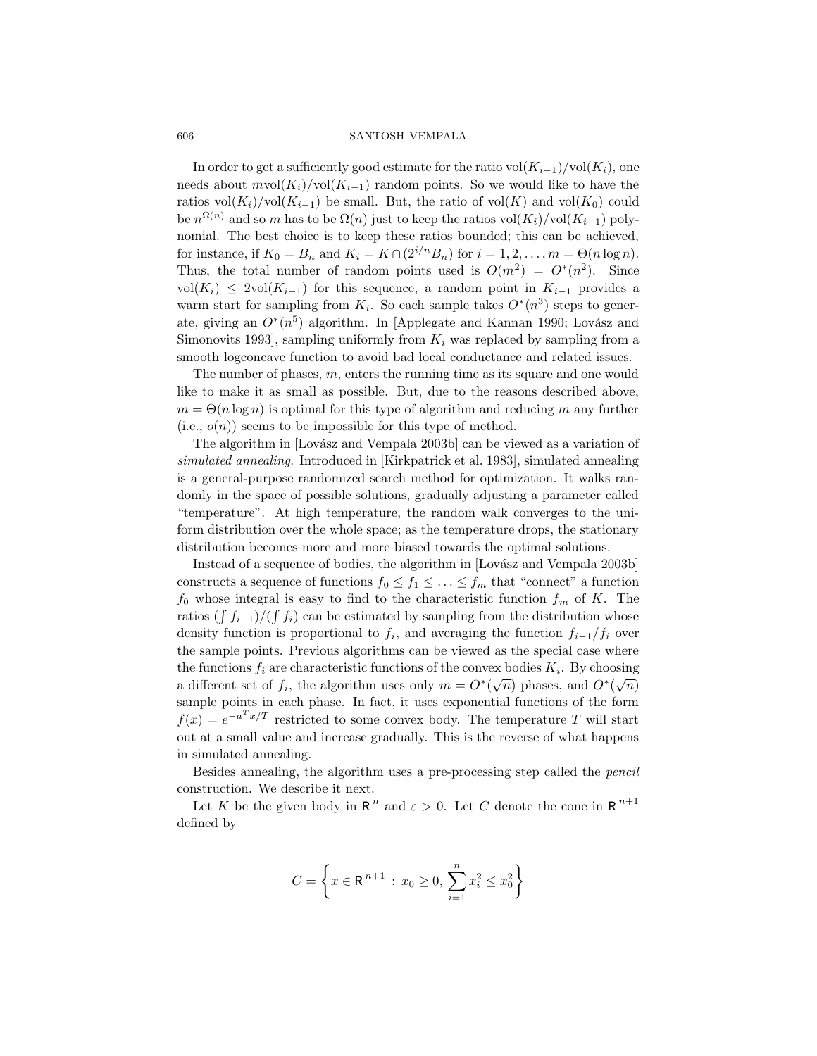In order to get a sufficiently good estimate for the ratio $\text{vol}(K_{i-1})/\text{vol}(K_i)$, one needs about $m\text{vol}(K_i)/\text{vol}(K_{i-1})$ random points. So we would like to have the ratios $\text{vol}(K_i)/\text{vol}(K_{i-1})$ be small. But, the ratio of $\text{vol}(K)$ and $\text{vol}(K_0)$ could be $n^{\Omega(n)}$ and so $m$ has to be $\Omega(n)$ just to keep the ratios $\text{vol}(K_i)/\text{vol}(K_{i-1})$ polynomial. The best choice is to keep these ratios bounded; this can be achieved, for instance, if $K_0 = B_n$ and $K_i = K \cap (2^{i/n} B_n)$ for $i = 1, 2, \ldots, m = \Theta(n \log n)$. Thus, the total number of random points used is $O(m^2) = O^*(n^2)$. Since $\text{vol}(K_i) \le 2\text{vol}(K_{i-1})$ for this sequence, a random point in $K_{i-1}$ provides a warm start for sampling from $K_i$. So each sample takes $O^*(n^3)$ steps to generate, giving an $O^*(n^5)$ algorithm. In [Applegate and Kannan 1990; Lovász and Simonovits 1993], sampling uniformly from $K_i$ was replaced by sampling from a smooth logconcave function to avoid bad local conductance and related issues.

The number of phases, $m$, enters the running time as its square and one would like to make it as small as possible. But, due to the reasons described above, $m = \Theta(n \log n)$ is optimal for this type of algorithm and reducing $m$ any further (i.e., $o(n)$) seems to be impossible for this type of method.

The algorithm in [Lovász and Vempala 2003b] can be viewed as a variation of *simulated annealing*. Introduced in [Kirkpatrick et al. 1983], simulated annealing is a general-purpose randomized search method for optimization. It walks randomly in the space of possible solutions, gradually adjusting a parameter called "temperature". At high temperature, the random walk converges to the uniform distribution over the whole space; as the temperature drops, the stationary distribution becomes more and more biased towards the optimal solutions.

Instead of a sequence of bodies, the algorithm in [Lovász and Vempala 2003b] constructs a sequence of functions $f_0 \le f_1 \le \ldots \le f_m$ that "connect" a function $f_0$ whose integral is easy to find to the characteristic function $f_m$ of $K$. The ratios $(\int f_{i-1})/(\int f_i)$ can be estimated by sampling from the distribution whose density function is proportional to $f_i$, and averaging the function $f_{i-1}/f_i$ over the sample points. Previous algorithms can be viewed as the special case where the functions $f_i$ are characteristic functions of the convex bodies $K_i$. By choosing a different set of $f_i$, the algorithm uses only $m = O^*(\sqrt{n})$ phases, and $O^*(\sqrt{n})$ sample points in each phase. In fact, it uses exponential functions of the form $f(x) = e^{-a^T x/T}$ restricted to some convex body. The temperature $T$ will start out at a small value and increase gradually. This is the reverse of what happens in simulated annealing.

Besides annealing, the algorithm uses a pre-processing step called the *pencil* construction. We describe it next.

Let $K$ be the given body in $\mathsf{R}^n$ and $\varepsilon > 0$. Let $C$ denote the cone in $\mathsf{R}^{n+1}$ defined by

$$C = \left\{ x \in \mathsf{R}^{n+1} \,:\, x_0 \ge 0, \sum_{i=1}^{n} x_i^2 \le x_0^2 \right\}$$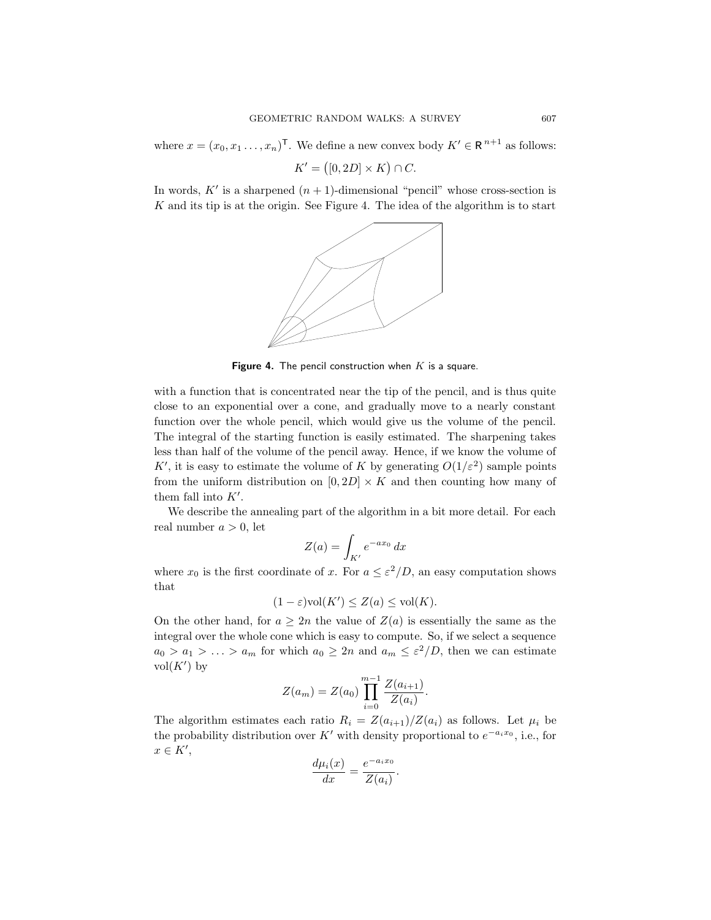where $x = (x_0, x_1 \dots, x_n)^{\mathsf{T}}$. We define a new convex body $K' \in \mathsf{R}^{n+1}$ as follows:

$$K' = \big([0, 2D] \times K\big) \cap C.$$

In words, $K'$ is a sharpened $(n+1)$-dimensional "pencil" whose cross-section is $K$ and its tip is at the origin. See Figure 4. The idea of the algorithm is to start

**Figure 4.** The pencil construction when $K$ is a square.

with a function that is concentrated near the tip of the pencil, and is thus quite close to an exponential over a cone, and gradually move to a nearly constant function over the whole pencil, which would give us the volume of the pencil. The integral of the starting function is easily estimated. The sharpening takes less than half of the volume of the pencil away. Hence, if we know the volume of $K'$, it is easy to estimate the volume of $K$ by generating $O(1/\varepsilon^2)$ sample points from the uniform distribution on $[0, 2D] \times K$ and then counting how many of them fall into $K'$.

We describe the annealing part of the algorithm in a bit more detail. For each real number $a > 0$, let

$$Z(a) = \int_{K'} e^{-ax_0}\, dx$$

where $x_0$ is the first coordinate of $x$. For $a \le \varepsilon^2/D$, an easy computation shows that

$$(1-\varepsilon)\mathrm{vol}(K') \le Z(a) \le \mathrm{vol}(K).$$

On the other hand, for $a \ge 2n$ the value of $Z(a)$ is essentially the same as the integral over the whole cone which is easy to compute. So, if we select a sequence $a_0 > a_1 > \ldots > a_m$ for which $a_0 \ge 2n$ and $a_m \le \varepsilon^2/D$, then we can estimate $\mathrm{vol}(K')$ by

$$Z(a_m) = Z(a_0) \prod_{i=0}^{m-1} \frac{Z(a_{i+1})}{Z(a_i)}.$$

The algorithm estimates each ratio $R_i = Z(a_{i+1})/Z(a_i)$ as follows. Let $\mu_i$ be the probability distribution over $K'$ with density proportional to $e^{-a_i x_0}$, i.e., for $x \in K'$,

$$\frac{d\mu_i(x)}{dx} = \frac{e^{-a_i x_0}}{Z(a_i)}.$$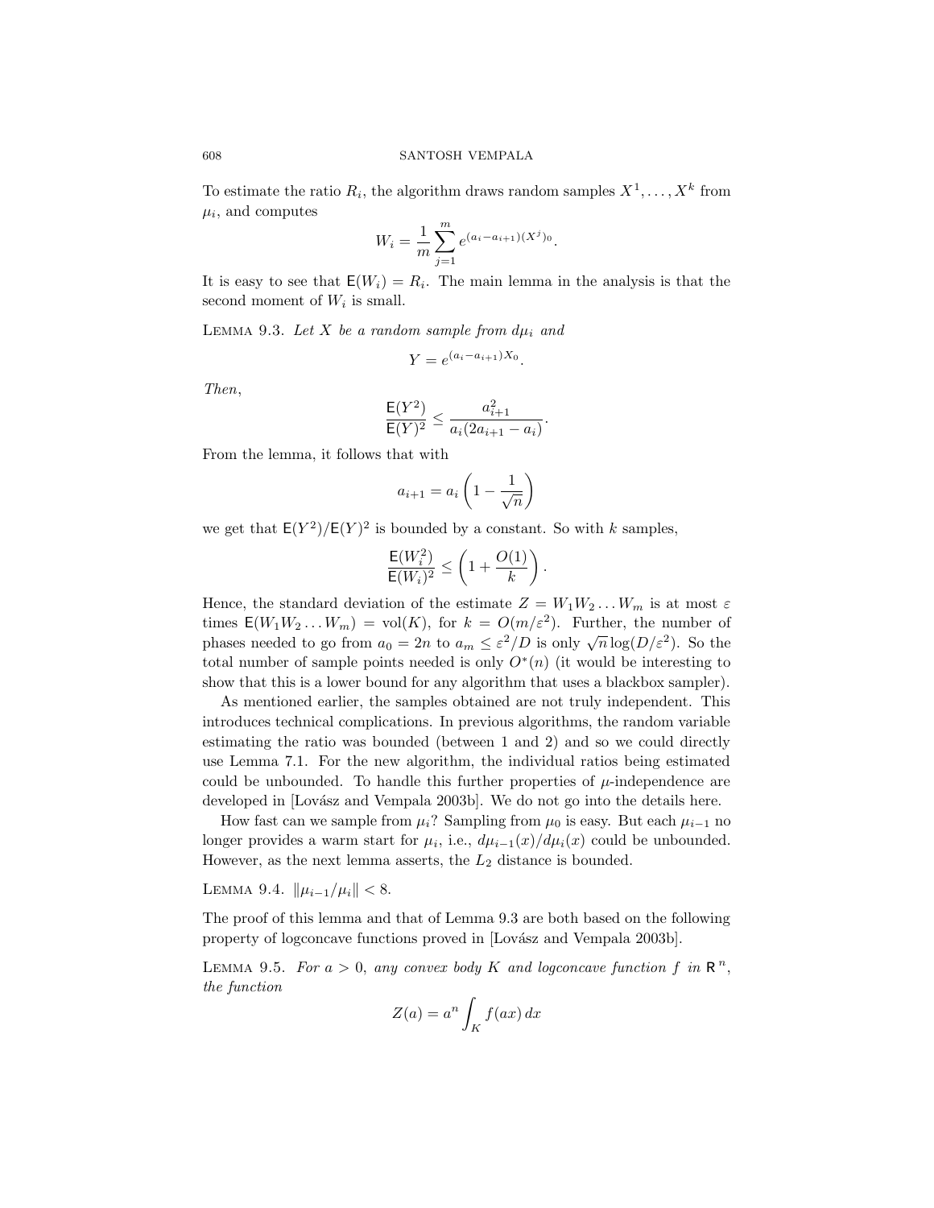To estimate the ratio $R_i$, the algorithm draws random samples $X^1, \ldots, X^k$ from $\mu_i$, and computes

$$W_i = \frac{1}{m} \sum_{j=1}^{m} e^{(a_i - a_{i+1})(X^j)_0}.$$

It is easy to see that $\mathsf{E}(W_i) = R_i$. The main lemma in the analysis is that the second moment of $W_i$ is small.

LEMMA 9.3. *Let $X$ be a random sample from $d\mu_i$ and*

$$Y = e^{(a_i - a_{i+1})X_0}.$$

*Then,*

$$\frac{\mathsf{E}(Y^2)}{\mathsf{E}(Y)^2} \leq \frac{a_{i+1}^2}{a_i(2a_{i+1} - a_i)}.$$

From the lemma, it follows that with

$$a_{i+1} = a_i \left(1 - \frac{1}{\sqrt{n}}\right)$$

we get that $\mathsf{E}(Y^2)/\mathsf{E}(Y)^2$ is bounded by a constant. So with $k$ samples,

$$\frac{\mathsf{E}(W_i^2)}{\mathsf{E}(W_i)^2} \leq \left(1 + \frac{O(1)}{k}\right).$$

Hence, the standard deviation of the estimate $Z = W_1 W_2 \ldots W_m$ is at most $\varepsilon$ times $\mathsf{E}(W_1 W_2 \ldots W_m) = \mathrm{vol}(K)$, for $k = O(m/\varepsilon^2)$. Further, the number of phases needed to go from $a_0 = 2n$ to $a_m \leq \varepsilon^2/D$ is only $\sqrt{n}\log(D/\varepsilon^2)$. So the total number of sample points needed is only $O^*(n)$ (it would be interesting to show that this is a lower bound for any algorithm that uses a blackbox sampler).

As mentioned earlier, the samples obtained are not truly independent. This introduces technical complications. In previous algorithms, the random variable estimating the ratio was bounded (between 1 and 2) and so we could directly use Lemma 7.1. For the new algorithm, the individual ratios being estimated could be unbounded. To handle this further properties of $\mu$-independence are developed in [Lovász and Vempala 2003b]. We do not go into the details here.

How fast can we sample from $\mu_i$? Sampling from $\mu_0$ is easy. But each $\mu_{i-1}$ no longer provides a warm start for $\mu_i$, i.e., $d\mu_{i-1}(x)/d\mu_i(x)$ could be unbounded. However, as the next lemma asserts, the $L_2$ distance is bounded.

LEMMA 9.4. $\|\mu_{i-1}/\mu_i\| < 8$.

The proof of this lemma and that of Lemma 9.3 are both based on the following property of logconcave functions proved in [Lovász and Vempala 2003b].

LEMMA 9.5. *For $a > 0$, any convex body $K$ and logconcave function $f$ in $\mathbb{R}^n$, the function*

$$Z(a) = a^n \int_K f(ax)\, dx$$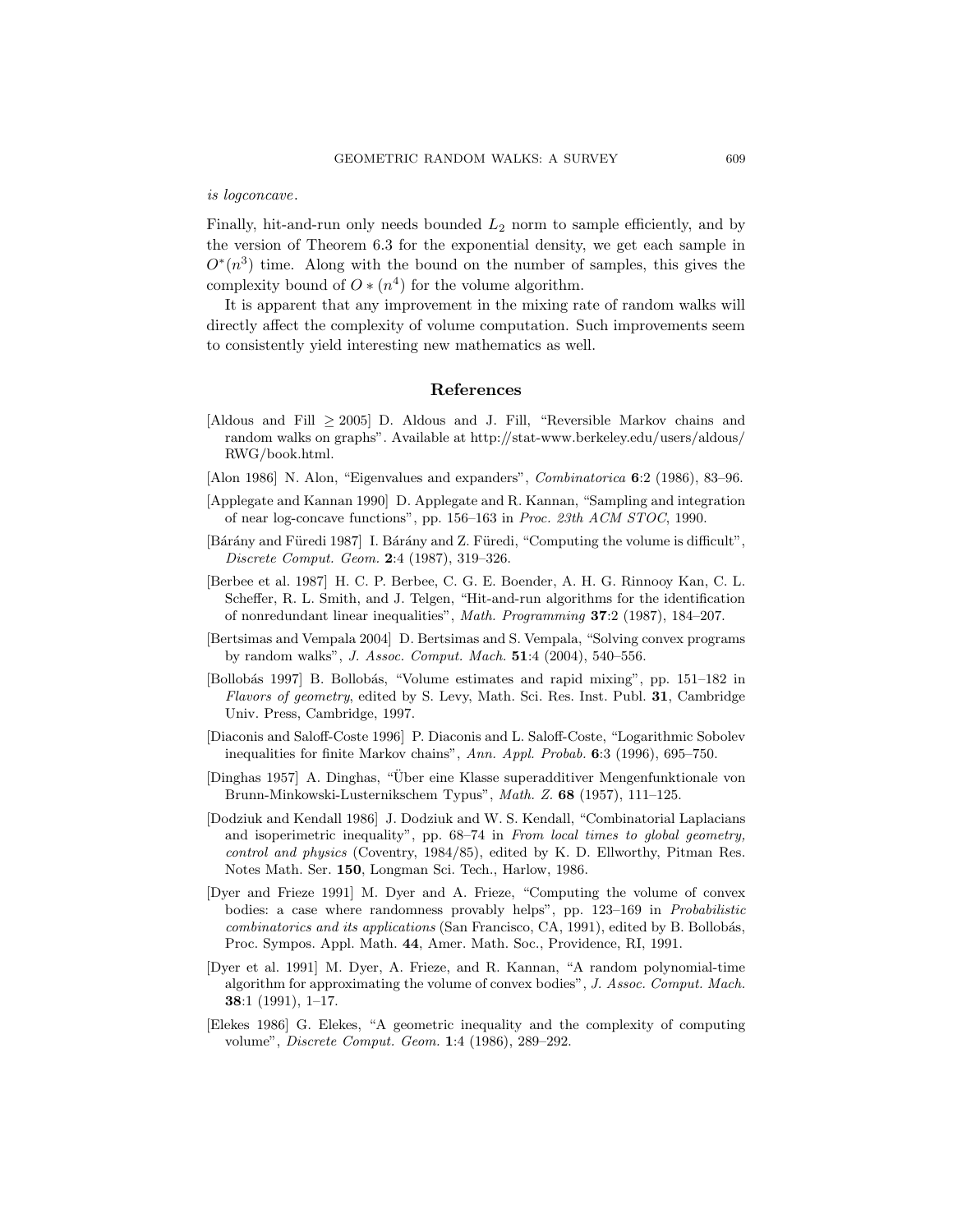*is logconcave*.

Finally, hit-and-run only needs bounded $L_2$ norm to sample efficiently, and by the version of Theorem 6.3 for the exponential density, we get each sample in $O^*(n^3)$ time. Along with the bound on the number of samples, this gives the complexity bound of $O*(n^4)$ for the volume algorithm.

It is apparent that any improvement in the mixing rate of random walks will directly affect the complexity of volume computation. Such improvements seem to consistently yield interesting new mathematics as well.

## References

[Aldous and Fill $\geq$ 2005] D. Aldous and J. Fill, "Reversible Markov chains and random walks on graphs". Available at http://stat-www.berkeley.edu/users/aldous/RWG/book.html.

[Alon 1986] N. Alon, "Eigenvalues and expanders", *Combinatorica* **6**:2 (1986), 83–96.

[Applegate and Kannan 1990] D. Applegate and R. Kannan, "Sampling and integration of near log-concave functions", pp. 156–163 in *Proc. 23th ACM STOC*, 1990.

[Bárány and Füredi 1987] I. Bárány and Z. Füredi, "Computing the volume is difficult", *Discrete Comput. Geom.* **2**:4 (1987), 319–326.

[Berbee et al. 1987] H. C. P. Berbee, C. G. E. Boender, A. H. G. Rinnooy Kan, C. L. Scheffer, R. L. Smith, and J. Telgen, "Hit-and-run algorithms for the identification of nonredundant linear inequalities", *Math. Programming* **37**:2 (1987), 184–207.

[Bertsimas and Vempala 2004] D. Bertsimas and S. Vempala, "Solving convex programs by random walks", *J. Assoc. Comput. Mach.* **51**:4 (2004), 540–556.

[Bollobás 1997] B. Bollobás, "Volume estimates and rapid mixing", pp. 151–182 in *Flavors of geometry*, edited by S. Levy, Math. Sci. Res. Inst. Publ. **31**, Cambridge Univ. Press, Cambridge, 1997.

[Diaconis and Saloff-Coste 1996] P. Diaconis and L. Saloff-Coste, "Logarithmic Sobolev inequalities for finite Markov chains", *Ann. Appl. Probab.* **6**:3 (1996), 695–750.

[Dinghas 1957] A. Dinghas, "Über eine Klasse superadditiver Mengenfunktionale von Brunn-Minkowski-Lusternikschem Typus", *Math. Z.* **68** (1957), 111–125.

[Dodziuk and Kendall 1986] J. Dodziuk and W. S. Kendall, "Combinatorial Laplacians and isoperimetric inequality", pp. 68–74 in *From local times to global geometry, control and physics* (Coventry, 1984/85), edited by K. D. Ellworthy, Pitman Res. Notes Math. Ser. **150**, Longman Sci. Tech., Harlow, 1986.

[Dyer and Frieze 1991] M. Dyer and A. Frieze, "Computing the volume of convex bodies: a case where randomness provably helps", pp. 123–169 in *Probabilistic combinatorics and its applications* (San Francisco, CA, 1991), edited by B. Bollobás, Proc. Sympos. Appl. Math. **44**, Amer. Math. Soc., Providence, RI, 1991.

[Dyer et al. 1991] M. Dyer, A. Frieze, and R. Kannan, "A random polynomial-time algorithm for approximating the volume of convex bodies", *J. Assoc. Comput. Mach.* **38**:1 (1991), 1–17.

[Elekes 1986] G. Elekes, "A geometric inequality and the complexity of computing volume", *Discrete Comput. Geom.* **1**:4 (1986), 289–292.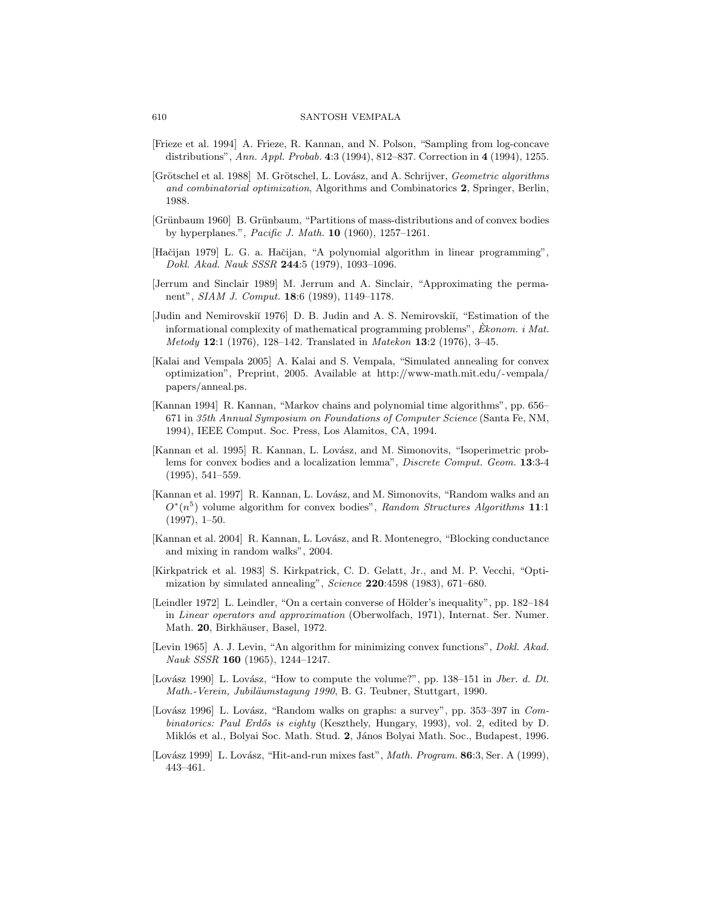[Frieze et al. 1994] A. Frieze, R. Kannan, and N. Polson, "Sampling from log-concave distributions", *Ann. Appl. Probab.* **4**:3 (1994), 812–837. Correction in **4** (1994), 1255.

[Grötschel et al. 1988] M. Grötschel, L. Lovász, and A. Schrijver, *Geometric algorithms and combinatorial optimization*, Algorithms and Combinatorics **2**, Springer, Berlin, 1988.

[Grünbaum 1960] B. Grünbaum, "Partitions of mass-distributions and of convex bodies by hyperplanes.", *Pacific J. Math.* **10** (1960), 1257–1261.

[Hačijan 1979] L. G. a. Hačijan, "A polynomial algorithm in linear programming", *Dokl. Akad. Nauk SSSR* **244**:5 (1979), 1093–1096.

[Jerrum and Sinclair 1989] M. Jerrum and A. Sinclair, "Approximating the permanent", *SIAM J. Comput.* **18**:6 (1989), 1149–1178.

[Judin and Nemirovskiĭ 1976] D. B. Judin and A. S. Nemirovskiĭ, "Estimation of the informational complexity of mathematical programming problems", *Èkonom. i Mat. Metody* **12**:1 (1976), 128–142. Translated in *Matekon* **13**:2 (1976), 3–45.

[Kalai and Vempala 2005] A. Kalai and S. Vempala, "Simulated annealing for convex optimization", Preprint, 2005. Available at http://www-math.mit.edu/-vempala/papers/anneal.ps.

[Kannan 1994] R. Kannan, "Markov chains and polynomial time algorithms", pp. 656–671 in *35th Annual Symposium on Foundations of Computer Science* (Santa Fe, NM, 1994), IEEE Comput. Soc. Press, Los Alamitos, CA, 1994.

[Kannan et al. 1995] R. Kannan, L. Lovász, and M. Simonovits, "Isoperimetric problems for convex bodies and a localization lemma", *Discrete Comput. Geom.* **13**:3-4 (1995), 541–559.

[Kannan et al. 1997] R. Kannan, L. Lovász, and M. Simonovits, "Random walks and an $O^*(n^5)$ volume algorithm for convex bodies", *Random Structures Algorithms* **11**:1 (1997), 1–50.

[Kannan et al. 2004] R. Kannan, L. Lovász, and R. Montenegro, "Blocking conductance and mixing in random walks", 2004.

[Kirkpatrick et al. 1983] S. Kirkpatrick, C. D. Gelatt, Jr., and M. P. Vecchi, "Optimization by simulated annealing", *Science* **220**:4598 (1983), 671–680.

[Leindler 1972] L. Leindler, "On a certain converse of Hölder's inequality", pp. 182–184 in *Linear operators and approximation* (Oberwolfach, 1971), Internat. Ser. Numer. Math. **20**, Birkhäuser, Basel, 1972.

[Levin 1965] A. J. Levin, "An algorithm for minimizing convex functions", *Dokl. Akad. Nauk SSSR* **160** (1965), 1244–1247.

[Lovász 1990] L. Lovász, "How to compute the volume?", pp. 138–151 in *Jber. d. Dt. Math.-Verein, Jubiläumstagung 1990*, B. G. Teubner, Stuttgart, 1990.

[Lovász 1996] L. Lovász, "Random walks on graphs: a survey", pp. 353–397 in *Combinatorics: Paul Erdős is eighty* (Keszthely, Hungary, 1993), vol. 2, edited by D. Miklós et al., Bolyai Soc. Math. Stud. **2**, János Bolyai Math. Soc., Budapest, 1996.

[Lovász 1999] L. Lovász, "Hit-and-run mixes fast", *Math. Program.* **86**:3, Ser. A (1999), 443–461.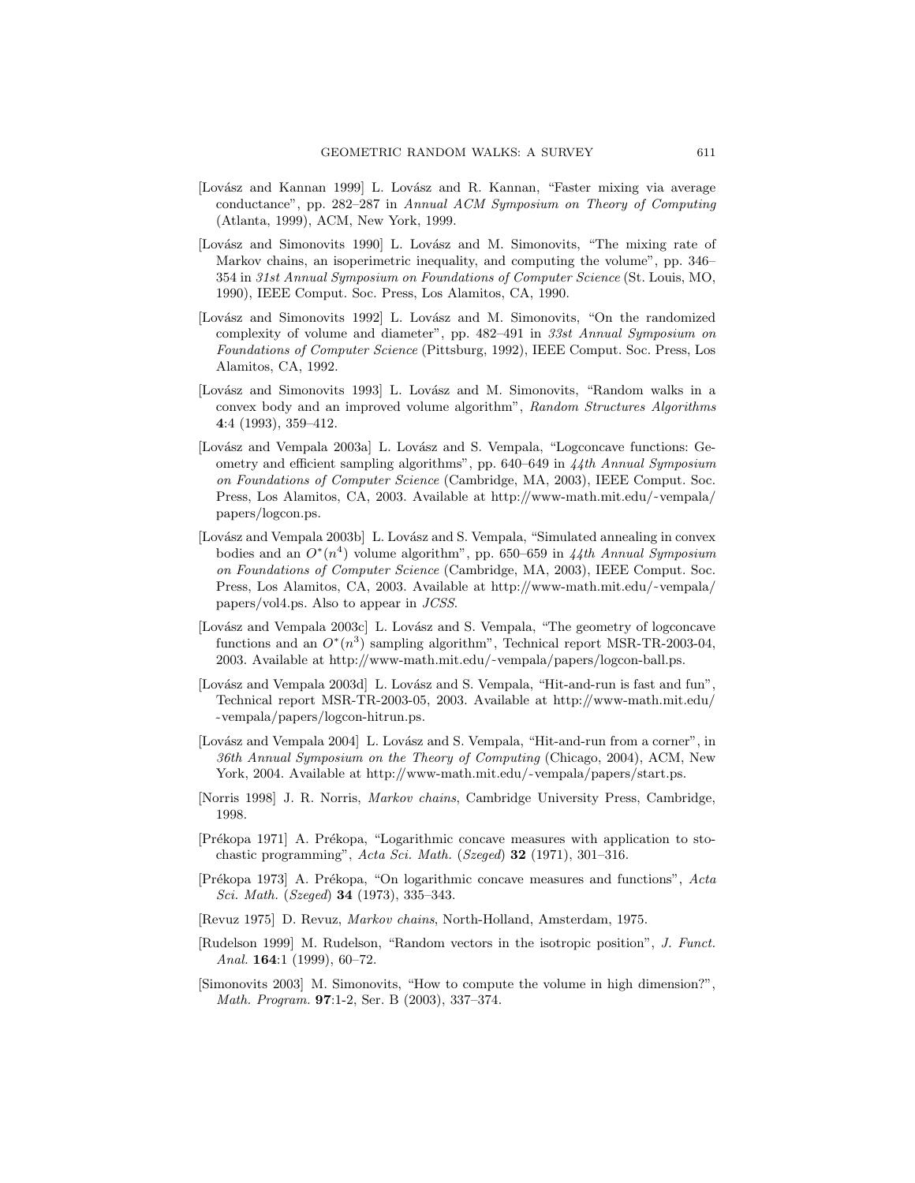[Lovász and Kannan 1999] L. Lovász and R. Kannan, "Faster mixing via average conductance", pp. 282–287 in *Annual ACM Symposium on Theory of Computing* (Atlanta, 1999), ACM, New York, 1999.

[Lovász and Simonovits 1990] L. Lovász and M. Simonovits, "The mixing rate of Markov chains, an isoperimetric inequality, and computing the volume", pp. 346–354 in *31st Annual Symposium on Foundations of Computer Science* (St. Louis, MO, 1990), IEEE Comput. Soc. Press, Los Alamitos, CA, 1990.

[Lovász and Simonovits 1992] L. Lovász and M. Simonovits, "On the randomized complexity of volume and diameter", pp. 482–491 in *33st Annual Symposium on Foundations of Computer Science* (Pittsburg, 1992), IEEE Comput. Soc. Press, Los Alamitos, CA, 1992.

[Lovász and Simonovits 1993] L. Lovász and M. Simonovits, "Random walks in a convex body and an improved volume algorithm", *Random Structures Algorithms* **4**:4 (1993), 359–412.

[Lovász and Vempala 2003a] L. Lovász and S. Vempala, "Logconcave functions: Geometry and efficient sampling algorithms", pp. 640–649 in *44th Annual Symposium on Foundations of Computer Science* (Cambridge, MA, 2003), IEEE Comput. Soc. Press, Los Alamitos, CA, 2003. Available at http://www-math.mit.edu/~vempala/papers/logcon.ps.

[Lovász and Vempala 2003b] L. Lovász and S. Vempala, "Simulated annealing in convex bodies and an $O^*(n^4)$ volume algorithm", pp. 650–659 in *44th Annual Symposium on Foundations of Computer Science* (Cambridge, MA, 2003), IEEE Comput. Soc. Press, Los Alamitos, CA, 2003. Available at http://www-math.mit.edu/~vempala/papers/vol4.ps. Also to appear in *JCSS*.

[Lovász and Vempala 2003c] L. Lovász and S. Vempala, "The geometry of logconcave functions and an $O^*(n^3)$ sampling algorithm", Technical report MSR-TR-2003-04, 2003. Available at http://www-math.mit.edu/~vempala/papers/logcon-ball.ps.

[Lovász and Vempala 2003d] L. Lovász and S. Vempala, "Hit-and-run is fast and fun", Technical report MSR-TR-2003-05, 2003. Available at http://www-math.mit.edu/~vempala/papers/logcon-hitrun.ps.

[Lovász and Vempala 2004] L. Lovász and S. Vempala, "Hit-and-run from a corner", in *36th Annual Symposium on the Theory of Computing* (Chicago, 2004), ACM, New York, 2004. Available at http://www-math.mit.edu/~vempala/papers/start.ps.

[Norris 1998] J. R. Norris, *Markov chains*, Cambridge University Press, Cambridge, 1998.

[Prékopa 1971] A. Prékopa, "Logarithmic concave measures with application to stochastic programming", *Acta Sci. Math.* (*Szeged*) **32** (1971), 301–316.

[Prékopa 1973] A. Prékopa, "On logarithmic concave measures and functions", *Acta Sci. Math.* (*Szeged*) **34** (1973), 335–343.

[Revuz 1975] D. Revuz, *Markov chains*, North-Holland, Amsterdam, 1975.

[Rudelson 1999] M. Rudelson, "Random vectors in the isotropic position", *J. Funct. Anal.* **164**:1 (1999), 60–72.

[Simonovits 2003] M. Simonovits, "How to compute the volume in high dimension?", *Math. Program.* **97**:1-2, Ser. B (2003), 337–374.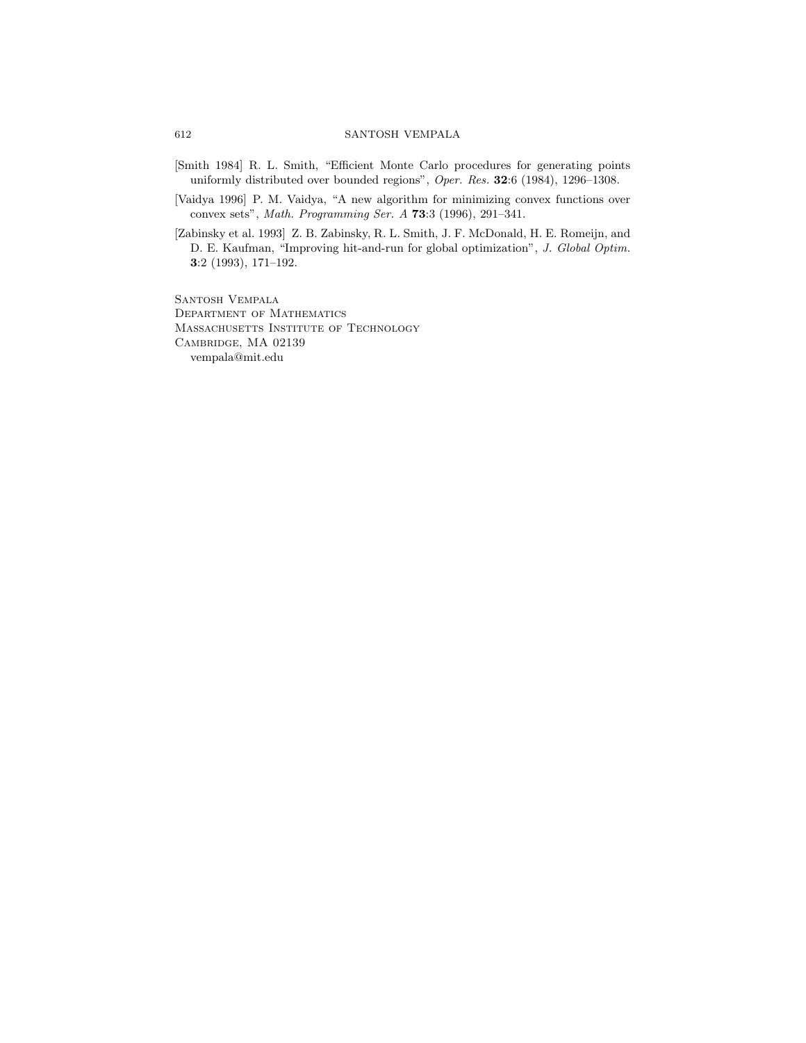[Smith 1984] R. L. Smith, "Efficient Monte Carlo procedures for generating points uniformly distributed over bounded regions", *Oper. Res.* **32**:6 (1984), 1296–1308.

[Vaidya 1996] P. M. Vaidya, "A new algorithm for minimizing convex functions over convex sets", *Math. Programming Ser. A* **73**:3 (1996), 291–341.

[Zabinsky et al. 1993] Z. B. Zabinsky, R. L. Smith, J. F. McDonald, H. E. Romeijn, and D. E. Kaufman, "Improving hit-and-run for global optimization", *J. Global Optim.* **3**:2 (1993), 171–192.

Santosh Vempala
Department of Mathematics
Massachusetts Institute of Technology
Cambridge, MA 02139
vempala@mit.edu